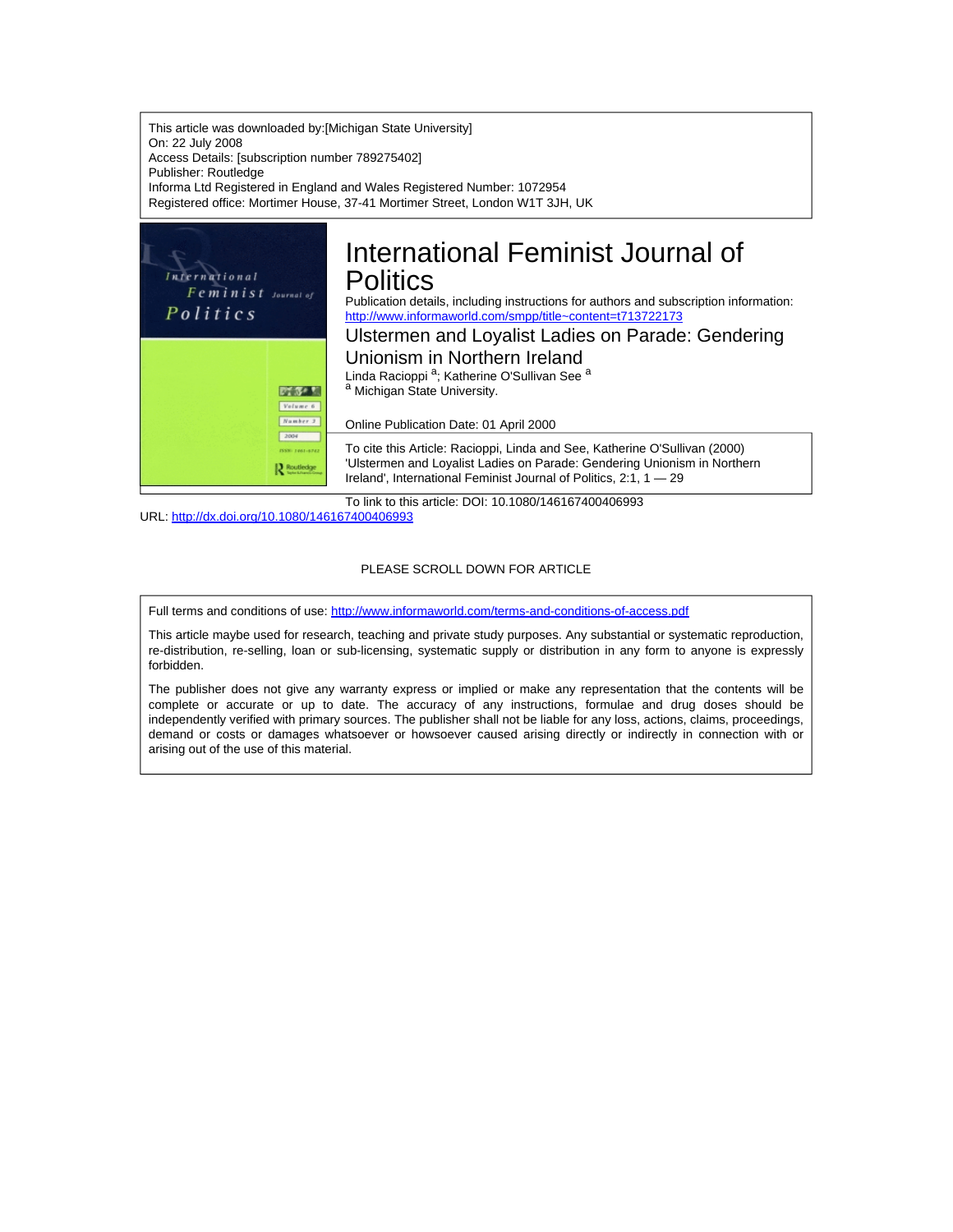This article was downloaded by:[Michigan State University]
On: 22 July 2008
Access Details: [subscription number 789275402]
Publisher: Routledge
Informa Ltd Registered in England and Wales Registered Number: 1072954
Registered office: Mortimer House, 37-41 Mortimer Street, London W1T 3JH, UK

# International Feminist Journal of Politics

Publication details, including instructions for authors and subscription information:
http://www.informaworld.com/smpp/title~content=t713722173

## Ulstermen and Loyalist Ladies on Parade: Gendering Unionism in Northern Ireland

Linda Racioppi [a]; Katherine O'Sullivan See [a]

[a] Michigan State University.

Online Publication Date: 01 April 2000

To cite this Article: Racioppi, Linda and See, Katherine O'Sullivan (2000) 'Ulstermen and Loyalist Ladies on Parade: Gendering Unionism in Northern Ireland', International Feminist Journal of Politics, 2:1, 1 — 29

To link to this article: DOI: 10.1080/146167400406993
URL: http://dx.doi.org/10.1080/146167400406993

PLEASE SCROLL DOWN FOR ARTICLE

Full terms and conditions of use: http://www.informaworld.com/terms-and-conditions-of-access.pdf

This article maybe used for research, teaching and private study purposes. Any substantial or systematic reproduction, re-distribution, re-selling, loan or sub-licensing, systematic supply or distribution in any form to anyone is expressly forbidden.

The publisher does not give any warranty express or implied or make any representation that the contents will be complete or accurate or up to date. The accuracy of any instructions, formulae and drug doses should be independently verified with primary sources. The publisher shall not be liable for any loss, actions, claims, proceedings, demand or costs or damages whatsoever or howsoever caused arising directly or indirectly in connection with or arising out of the use of this material.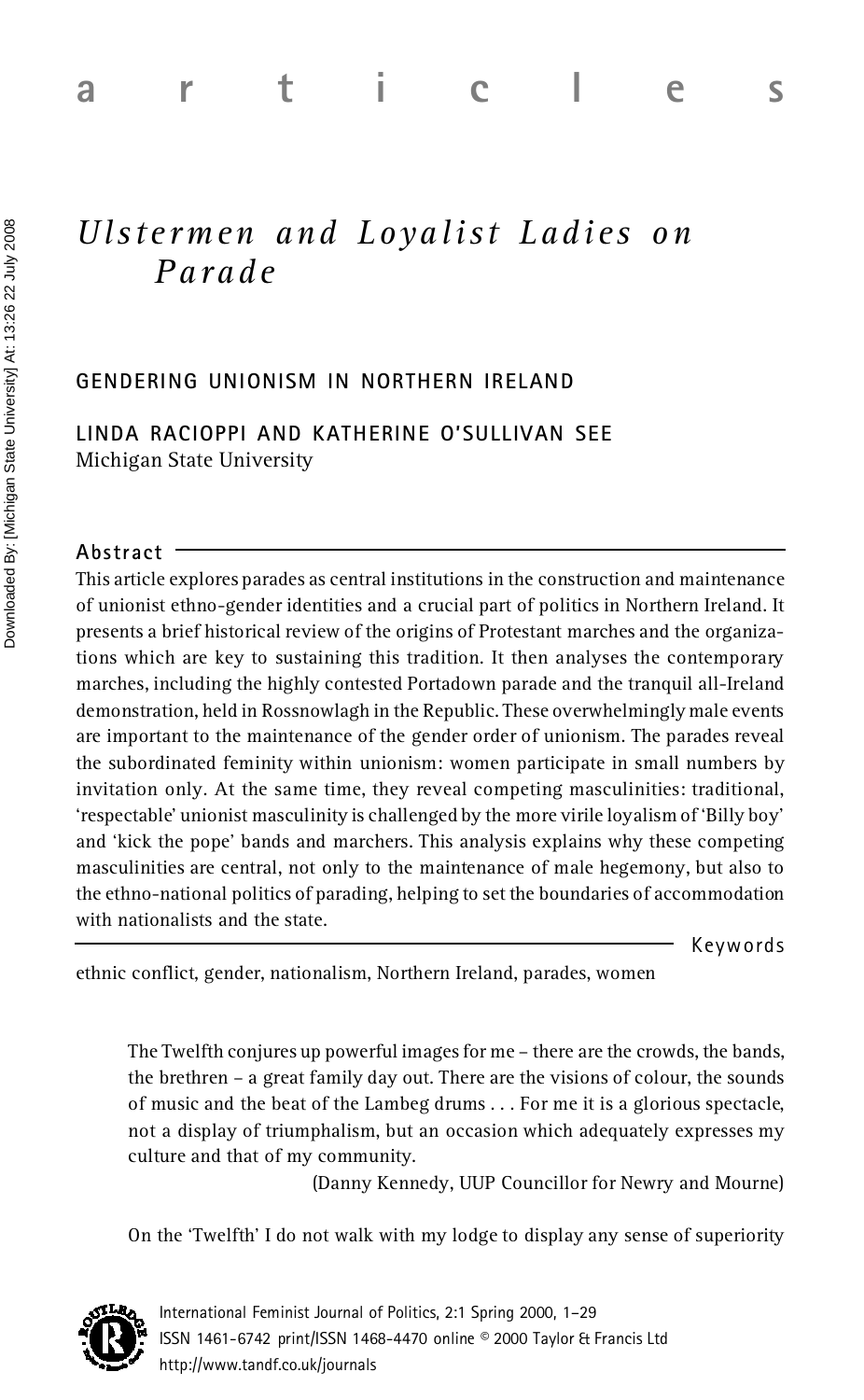articles

# *Ulstermen and Loyalist Ladies on Parade*

## GENDERING UNIONISM IN NORTHERN IRELAND

LINDA RACIOPPI AND KATHERINE O'SULLIVAN SEE
Michigan State University

### Abstract

This article explores parades as central institutions in the construction and maintenance of unionist ethno-gender identities and a crucial part of politics in Northern Ireland. It presents a brief historical review of the origins of Protestant marches and the organizations which are key to sustaining this tradition. It then analyses the contemporary marches, including the highly contested Portadown parade and the tranquil all-Ireland demonstration, held in Rossnowlagh in the Republic. These overwhelmingly male events are important to the maintenance of the gender order of unionism. The parades reveal the subordinated feminity within unionism: women participate in small numbers by invitation only. At the same time, they reveal competing masculinities: traditional, 'respectable' unionist masculinity is challenged by the more virile loyalism of 'Billy boy' and 'kick the pope' bands and marchers. This analysis explains why these competing masculinities are central, not only to the maintenance of male hegemony, but also to the ethno-national politics of parading, helping to set the boundaries of accommodation with nationalists and the state.

### Keywords

ethnic conflict, gender, nationalism, Northern Ireland, parades, women

> The Twelfth conjures up powerful images for me – there are the crowds, the bands, the brethren – a great family day out. There are the visions of colour, the sounds of music and the beat of the Lambeg drums . . . For me it is a glorious spectacle, not a display of triumphalism, but an occasion which adequately expresses my culture and that of my community.
>
> (Danny Kennedy, UUP Councillor for Newry and Mourne)

> On the 'Twelfth' I do not walk with my lodge to display any sense of superiority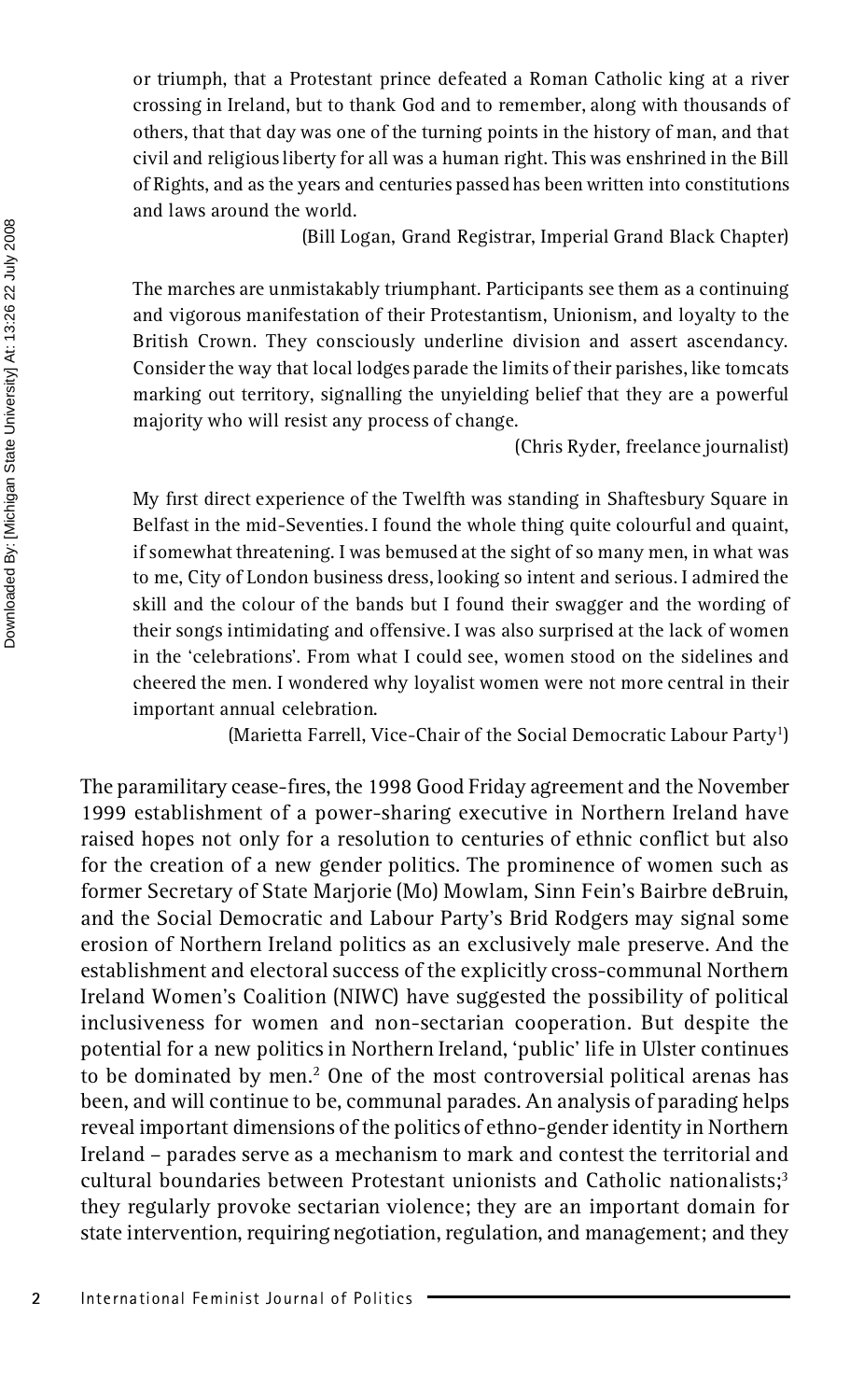or triumph, that a Protestant prince defeated a Roman Catholic king at a river crossing in Ireland, but to thank God and to remember, along with thousands of others, that that day was one of the turning points in the history of man, and that civil and religious liberty for all was a human right. This was enshrined in the Bill of Rights, and as the years and centuries passed has been written into constitutions and laws around the world.

(Bill Logan, Grand Registrar, Imperial Grand Black Chapter)

> The marches are unmistakably triumphant. Participants see them as a continuing and vigorous manifestation of their Protestantism, Unionism, and loyalty to the British Crown. They consciously underline division and assert ascendancy. Consider the way that local lodges parade the limits of their parishes, like tomcats marking out territory, signalling the unyielding belief that they are a powerful majority who will resist any process of change.
>
> (Chris Ryder, freelance journalist)

> My first direct experience of the Twelfth was standing in Shaftesbury Square in Belfast in the mid-Seventies. I found the whole thing quite colourful and quaint, if somewhat threatening. I was bemused at the sight of so many men, in what was to me, City of London business dress, looking so intent and serious. I admired the skill and the colour of the bands but I found their swagger and the wording of their songs intimidating and offensive. I was also surprised at the lack of women in the 'celebrations'. From what I could see, women stood on the sidelines and cheered the men. I wondered why loyalist women were not more central in their important annual celebration.
>
> (Marietta Farrell, Vice-Chair of the Social Democratic Labour Party[1])

The paramilitary cease-fires, the 1998 Good Friday agreement and the November 1999 establishment of a power-sharing executive in Northern Ireland have raised hopes not only for a resolution to centuries of ethnic conflict but also for the creation of a new gender politics. The prominence of women such as former Secretary of State Marjorie (Mo) Mowlam, Sinn Fein's Bairbre deBruin, and the Social Democratic and Labour Party's Brid Rodgers may signal some erosion of Northern Ireland politics as an exclusively male preserve. And the establishment and electoral success of the explicitly cross-communal Northern Ireland Women's Coalition (NIWC) have suggested the possibility of political inclusiveness for women and non-sectarian cooperation. But despite the potential for a new politics in Northern Ireland, 'public' life in Ulster continues to be dominated by men.[2] One of the most controversial political arenas has been, and will continue to be, communal parades. An analysis of parading helps reveal important dimensions of the politics of ethno-gender identity in Northern Ireland – parades serve as a mechanism to mark and contest the territorial and cultural boundaries between Protestant unionists and Catholic nationalists;[3] they regularly provoke sectarian violence; they are an important domain for state intervention, requiring negotiation, regulation, and management; and they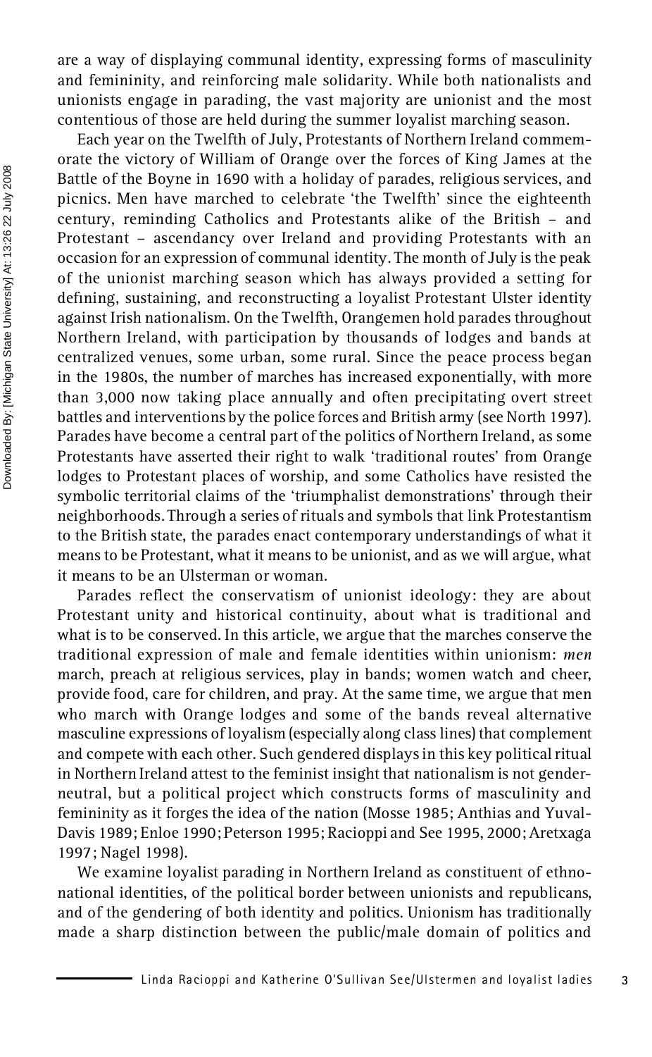are a way of displaying communal identity, expressing forms of masculinity and femininity, and reinforcing male solidarity. While both nationalists and unionists engage in parading, the vast majority are unionist and the most contentious of those are held during the summer loyalist marching season.

Each year on the Twelfth of July, Protestants of Northern Ireland commemorate the victory of William of Orange over the forces of King James at the Battle of the Boyne in 1690 with a holiday of parades, religious services, and picnics. Men have marched to celebrate 'the Twelfth' since the eighteenth century, reminding Catholics and Protestants alike of the British – and Protestant – ascendancy over Ireland and providing Protestants with an occasion for an expression of communal identity. The month of July is the peak of the unionist marching season which has always provided a setting for defining, sustaining, and reconstructing a loyalist Protestant Ulster identity against Irish nationalism. On the Twelfth, Orangemen hold parades throughout Northern Ireland, with participation by thousands of lodges and bands at centralized venues, some urban, some rural. Since the peace process began in the 1980s, the number of marches has increased exponentially, with more than 3,000 now taking place annually and often precipitating overt street battles and interventions by the police forces and British army (see North 1997). Parades have become a central part of the politics of Northern Ireland, as some Protestants have asserted their right to walk 'traditional routes' from Orange lodges to Protestant places of worship, and some Catholics have resisted the symbolic territorial claims of the 'triumphalist demonstrations' through their neighborhoods. Through a series of rituals and symbols that link Protestantism to the British state, the parades enact contemporary understandings of what it means to be Protestant, what it means to be unionist, and as we will argue, what it means to be an Ulsterman or woman.

Parades reflect the conservatism of unionist ideology: they are about Protestant unity and historical continuity, about what is traditional and what is to be conserved. In this article, we argue that the marches conserve the traditional expression of male and female identities within unionism: *men* march, preach at religious services, play in bands; women watch and cheer, provide food, care for children, and pray. At the same time, we argue that men who march with Orange lodges and some of the bands reveal alternative masculine expressions of loyalism (especially along class lines) that complement and compete with each other. Such gendered displays in this key political ritual in Northern Ireland attest to the feminist insight that nationalism is not gender-neutral, but a political project which constructs forms of masculinity and femininity as it forges the idea of the nation (Mosse 1985; Anthias and Yuval-Davis 1989; Enloe 1990; Peterson 1995; Racioppi and See 1995, 2000; Aretxaga 1997; Nagel 1998).

We examine loyalist parading in Northern Ireland as constituent of ethno-national identities, of the political border between unionists and republicans, and of the gendering of both identity and politics. Unionism has traditionally made a sharp distinction between the public/male domain of politics and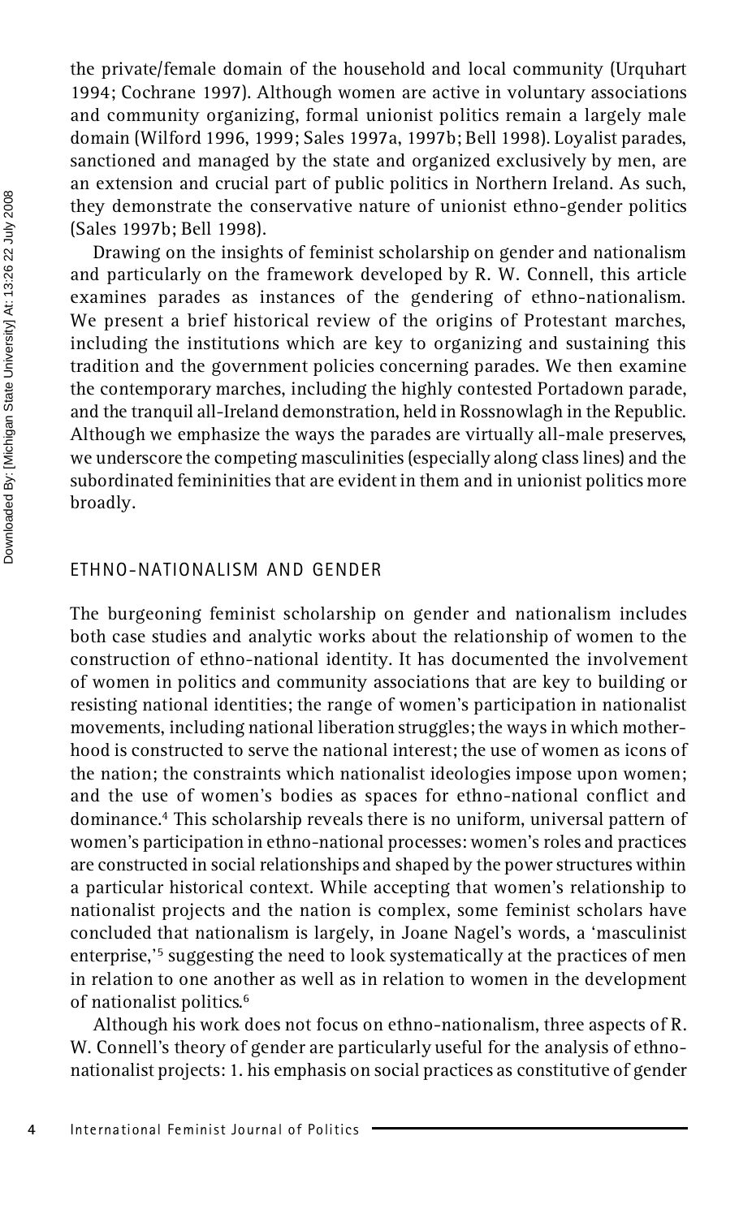the private/female domain of the household and local community (Urquhart 1994; Cochrane 1997). Although women are active in voluntary associations and community organizing, formal unionist politics remain a largely male domain (Wilford 1996, 1999; Sales 1997a, 1997b; Bell 1998). Loyalist parades, sanctioned and managed by the state and organized exclusively by men, are an extension and crucial part of public politics in Northern Ireland. As such, they demonstrate the conservative nature of unionist ethno-gender politics (Sales 1997b; Bell 1998).

Drawing on the insights of feminist scholarship on gender and nationalism and particularly on the framework developed by R. W. Connell, this article examines parades as instances of the gendering of ethno-nationalism. We present a brief historical review of the origins of Protestant marches, including the institutions which are key to organizing and sustaining this tradition and the government policies concerning parades. We then examine the contemporary marches, including the highly contested Portadown parade, and the tranquil all-Ireland demonstration, held in Rossnowlagh in the Republic. Although we emphasize the ways the parades are virtually all-male preserves, we underscore the competing masculinities (especially along class lines) and the subordinated femininities that are evident in them and in unionist politics more broadly.

## ETHNO-NATIONALISM AND GENDER

The burgeoning feminist scholarship on gender and nationalism includes both case studies and analytic works about the relationship of women to the construction of ethno-national identity. It has documented the involvement of women in politics and community associations that are key to building or resisting national identities; the range of women's participation in nationalist movements, including national liberation struggles; the ways in which motherhood is constructed to serve the national interest; the use of women as icons of the nation; the constraints which nationalist ideologies impose upon women; and the use of women's bodies as spaces for ethno-national conflict and dominance.[4] This scholarship reveals there is no uniform, universal pattern of women's participation in ethno-national processes: women's roles and practices are constructed in social relationships and shaped by the power structures within a particular historical context. While accepting that women's relationship to nationalist projects and the nation is complex, some feminist scholars have concluded that nationalism is largely, in Joane Nagel's words, a 'masculinist enterprise,'[5] suggesting the need to look systematically at the practices of men in relation to one another as well as in relation to women in the development of nationalist politics.[6]

Although his work does not focus on ethno-nationalism, three aspects of R. W. Connell's theory of gender are particularly useful for the analysis of ethno-nationalist projects: 1. his emphasis on social practices as constitutive of gender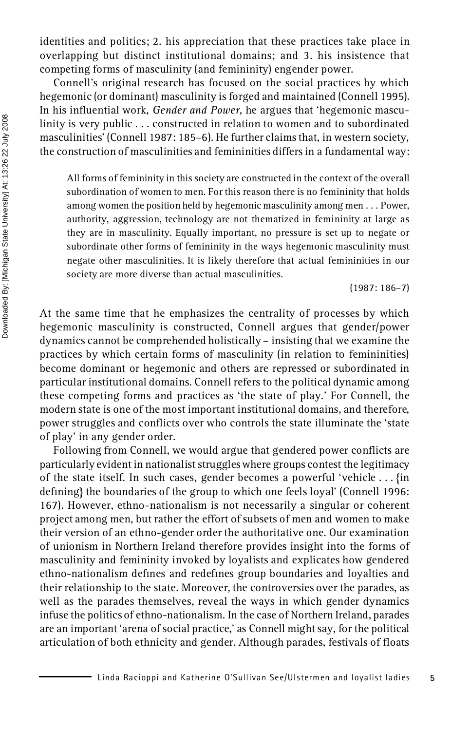identities and politics; 2. his appreciation that these practices take place in overlapping but distinct institutional domains; and 3. his insistence that competing forms of masculinity (and femininity) engender power.

Connell's original research has focused on the social practices by which hegemonic (or dominant) masculinity is forged and maintained (Connell 1995). In his influential work, *Gender and Power*, he argues that 'hegemonic masculinity is very public . . . constructed in relation to women and to subordinated masculinities' (Connell 1987: 185–6). He further claims that, in western society, the construction of masculinities and femininities differs in a fundamental way:

> All forms of femininity in this society are constructed in the context of the overall subordination of women to men. For this reason there is no femininity that holds among women the position held by hegemonic masculinity among men . . . Power, authority, aggression, technology are not thematized in femininity at large as they are in masculinity. Equally important, no pressure is set up to negate or subordinate other forms of femininity in the ways hegemonic masculinity must negate other masculinities. It is likely therefore that actual femininities in our society are more diverse than actual masculinities.
>
> (1987: 186–7)

At the same time that he emphasizes the centrality of processes by which hegemonic masculinity is constructed, Connell argues that gender/power dynamics cannot be comprehended holistically – insisting that we examine the practices by which certain forms of masculinity (in relation to femininities) become dominant or hegemonic and others are repressed or subordinated in particular institutional domains. Connell refers to the political dynamic among these competing forms and practices as 'the state of play.' For Connell, the modern state is one of the most important institutional domains, and therefore, power struggles and conflicts over who controls the state illuminate the 'state of play' in any gender order.

Following from Connell, we would argue that gendered power conflicts are particularly evident in nationalist struggles where groups contest the legitimacy of the state itself. In such cases, gender becomes a powerful 'vehicle . . . {in defining} the boundaries of the group to which one feels loyal' (Connell 1996: 167). However, ethno-nationalism is not necessarily a singular or coherent project among men, but rather the effort of subsets of men and women to make their version of an ethno-gender order the authoritative one. Our examination of unionism in Northern Ireland therefore provides insight into the forms of masculinity and femininity invoked by loyalists and explicates how gendered ethno-nationalism defines and redefines group boundaries and loyalties and their relationship to the state. Moreover, the controversies over the parades, as well as the parades themselves, reveal the ways in which gender dynamics infuse the politics of ethno-nationalism. In the case of Northern Ireland, parades are an important 'arena of social practice,' as Connell might say, for the political articulation of both ethnicity and gender. Although parades, festivals of floats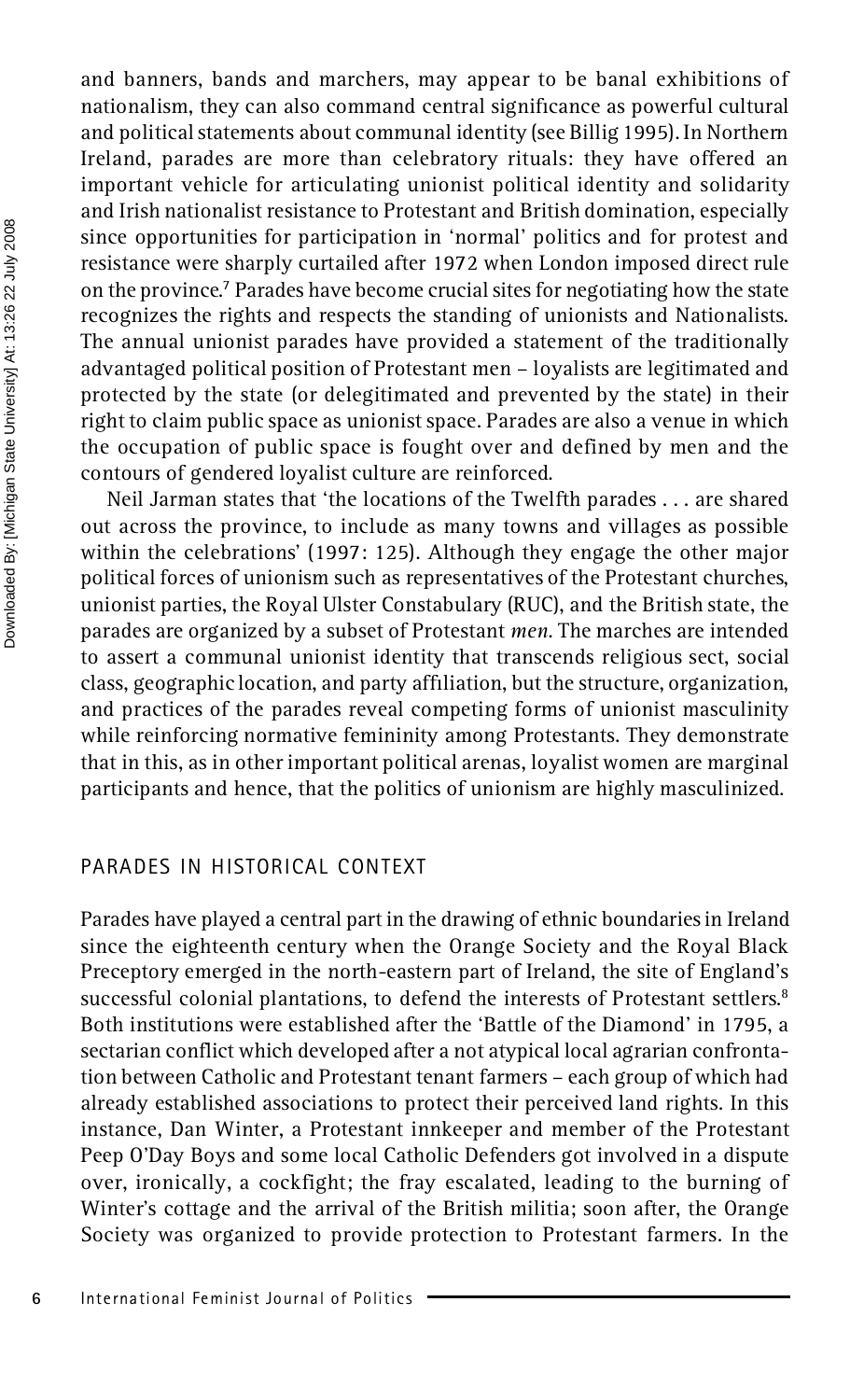and banners, bands and marchers, may appear to be banal exhibitions of nationalism, they can also command central significance as powerful cultural and political statements about communal identity (see Billig 1995). In Northern Ireland, parades are more than celebratory rituals: they have offered an important vehicle for articulating unionist political identity and solidarity and Irish nationalist resistance to Protestant and British domination, especially since opportunities for participation in 'normal' politics and for protest and resistance were sharply curtailed after 1972 when London imposed direct rule on the province.[7] Parades have become crucial sites for negotiating how the state recognizes the rights and respects the standing of unionists and Nationalists. The annual unionist parades have provided a statement of the traditionally advantaged political position of Protestant men – loyalists are legitimated and protected by the state (or delegitimated and prevented by the state) in their right to claim public space as unionist space. Parades are also a venue in which the occupation of public space is fought over and defined by men and the contours of gendered loyalist culture are reinforced.

Neil Jarman states that 'the locations of the Twelfth parades . . . are shared out across the province, to include as many towns and villages as possible within the celebrations' (1997: 125). Although they engage the other major political forces of unionism such as representatives of the Protestant churches, unionist parties, the Royal Ulster Constabulary (RUC), and the British state, the parades are organized by a subset of Protestant *men*. The marches are intended to assert a communal unionist identity that transcends religious sect, social class, geographic location, and party affiliation, but the structure, organization, and practices of the parades reveal competing forms of unionist masculinity while reinforcing normative femininity among Protestants. They demonstrate that in this, as in other important political arenas, loyalist women are marginal participants and hence, that the politics of unionism are highly masculinized.

## PARADES IN HISTORICAL CONTEXT

Parades have played a central part in the drawing of ethnic boundaries in Ireland since the eighteenth century when the Orange Society and the Royal Black Preceptory emerged in the north-eastern part of Ireland, the site of England's successful colonial plantations, to defend the interests of Protestant settlers.[8] Both institutions were established after the 'Battle of the Diamond' in 1795, a sectarian conflict which developed after a not atypical local agrarian confrontation between Catholic and Protestant tenant farmers – each group of which had already established associations to protect their perceived land rights. In this instance, Dan Winter, a Protestant innkeeper and member of the Protestant Peep O'Day Boys and some local Catholic Defenders got involved in a dispute over, ironically, a cockfight; the fray escalated, leading to the burning of Winter's cottage and the arrival of the British militia; soon after, the Orange Society was organized to provide protection to Protestant farmers. In the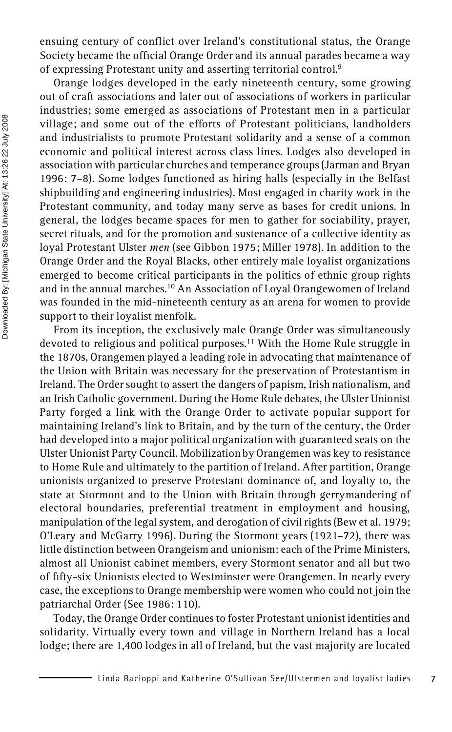ensuing century of conflict over Ireland's constitutional status, the Orange Society became the official Orange Order and its annual parades became a way of expressing Protestant unity and asserting territorial control.[9]

Orange lodges developed in the early nineteenth century, some growing out of craft associations and later out of associations of workers in particular industries; some emerged as associations of Protestant men in a particular village; and some out of the efforts of Protestant politicians, landholders and industrialists to promote Protestant solidarity and a sense of a common economic and political interest across class lines. Lodges also developed in association with particular churches and temperance groups (Jarman and Bryan 1996: 7–8). Some lodges functioned as hiring halls (especially in the Belfast shipbuilding and engineering industries). Most engaged in charity work in the Protestant community, and today many serve as bases for credit unions. In general, the lodges became spaces for men to gather for sociability, prayer, secret rituals, and for the promotion and sustenance of a collective identity as loyal Protestant Ulster *men* (see Gibbon 1975; Miller 1978). In addition to the Orange Order and the Royal Blacks, other entirely male loyalist organizations emerged to become critical participants in the politics of ethnic group rights and in the annual marches.[10] An Association of Loyal Orangewomen of Ireland was founded in the mid-nineteenth century as an arena for women to provide support to their loyalist menfolk.

From its inception, the exclusively male Orange Order was simultaneously devoted to religious and political purposes.[11] With the Home Rule struggle in the 1870s, Orangemen played a leading role in advocating that maintenance of the Union with Britain was necessary for the preservation of Protestantism in Ireland. The Order sought to assert the dangers of papism, Irish nationalism, and an Irish Catholic government. During the Home Rule debates, the Ulster Unionist Party forged a link with the Orange Order to activate popular support for maintaining Ireland's link to Britain, and by the turn of the century, the Order had developed into a major political organization with guaranteed seats on the Ulster Unionist Party Council. Mobilization by Orangemen was key to resistance to Home Rule and ultimately to the partition of Ireland. After partition, Orange unionists organized to preserve Protestant dominance of, and loyalty to, the state at Stormont and to the Union with Britain through gerrymandering of electoral boundaries, preferential treatment in employment and housing, manipulation of the legal system, and derogation of civil rights (Bew et al. 1979; O'Leary and McGarry 1996). During the Stormont years (1921–72), there was little distinction between Orangeism and unionism: each of the Prime Ministers, almost all Unionist cabinet members, every Stormont senator and all but two of fifty-six Unionists elected to Westminster were Orangemen. In nearly every case, the exceptions to Orange membership were women who could not join the patriarchal Order (See 1986: 110).

Today, the Orange Order continues to foster Protestant unionist identities and solidarity. Virtually every town and village in Northern Ireland has a local lodge; there are 1,400 lodges in all of Ireland, but the vast majority are located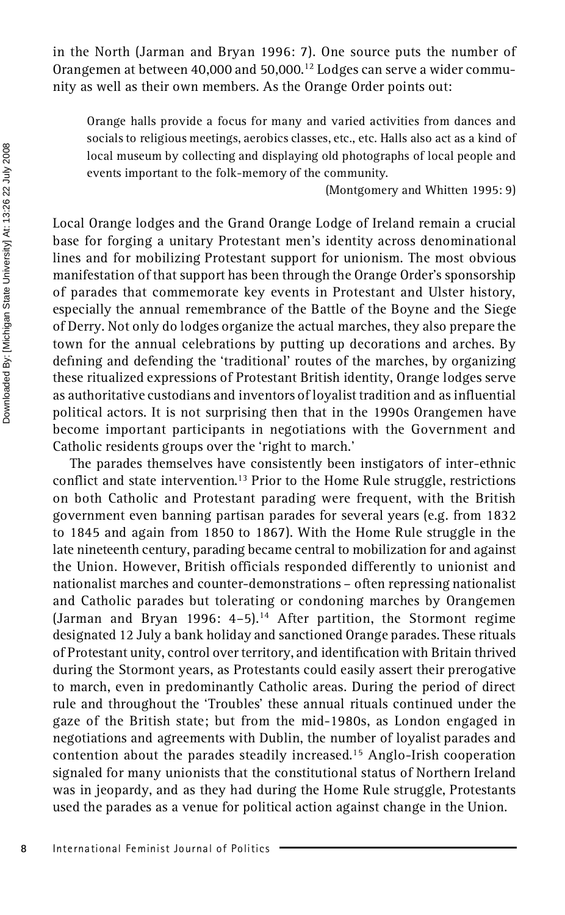in the North (Jarman and Bryan 1996: 7). One source puts the number of Orangemen at between 40,000 and 50,000.[12] Lodges can serve a wider community as well as their own members. As the Orange Order points out:

> Orange halls provide a focus for many and varied activities from dances and socials to religious meetings, aerobics classes, etc., etc. Halls also act as a kind of local museum by collecting and displaying old photographs of local people and events important to the folk-memory of the community.
>
> (Montgomery and Whitten 1995: 9)

Local Orange lodges and the Grand Orange Lodge of Ireland remain a crucial base for forging a unitary Protestant men's identity across denominational lines and for mobilizing Protestant support for unionism. The most obvious manifestation of that support has been through the Orange Order's sponsorship of parades that commemorate key events in Protestant and Ulster history, especially the annual remembrance of the Battle of the Boyne and the Siege of Derry. Not only do lodges organize the actual marches, they also prepare the town for the annual celebrations by putting up decorations and arches. By defining and defending the 'traditional' routes of the marches, by organizing these ritualized expressions of Protestant British identity, Orange lodges serve as authoritative custodians and inventors of loyalist tradition and as influential political actors. It is not surprising then that in the 1990s Orangemen have become important participants in negotiations with the Government and Catholic residents groups over the 'right to march.'

The parades themselves have consistently been instigators of inter-ethnic conflict and state intervention.[13] Prior to the Home Rule struggle, restrictions on both Catholic and Protestant parading were frequent, with the British government even banning partisan parades for several years (e.g. from 1832 to 1845 and again from 1850 to 1867). With the Home Rule struggle in the late nineteenth century, parading became central to mobilization for and against the Union. However, British officials responded differently to unionist and nationalist marches and counter-demonstrations – often repressing nationalist and Catholic parades but tolerating or condoning marches by Orangemen (Jarman and Bryan 1996: 4–5).[14] After partition, the Stormont regime designated 12 July a bank holiday and sanctioned Orange parades. These rituals of Protestant unity, control over territory, and identification with Britain thrived during the Stormont years, as Protestants could easily assert their prerogative to march, even in predominantly Catholic areas. During the period of direct rule and throughout the 'Troubles' these annual rituals continued under the gaze of the British state; but from the mid-1980s, as London engaged in negotiations and agreements with Dublin, the number of loyalist parades and contention about the parades steadily increased.[15] Anglo-Irish cooperation signaled for many unionists that the constitutional status of Northern Ireland was in jeopardy, and as they had during the Home Rule struggle, Protestants used the parades as a venue for political action against change in the Union.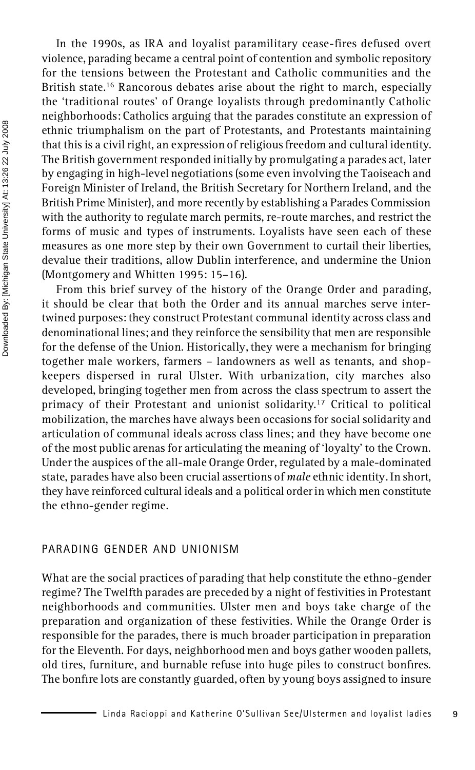In the 1990s, as IRA and loyalist paramilitary cease-fires defused overt violence, parading became a central point of contention and symbolic repository for the tensions between the Protestant and Catholic communities and the British state.[16] Rancorous debates arise about the right to march, especially the 'traditional routes' of Orange loyalists through predominantly Catholic neighborhoods: Catholics arguing that the parades constitute an expression of ethnic triumphalism on the part of Protestants, and Protestants maintaining that this is a civil right, an expression of religious freedom and cultural identity. The British government responded initially by promulgating a parades act, later by engaging in high-level negotiations (some even involving the Taoiseach and Foreign Minister of Ireland, the British Secretary for Northern Ireland, and the British Prime Minister), and more recently by establishing a Parades Commission with the authority to regulate march permits, re-route marches, and restrict the forms of music and types of instruments. Loyalists have seen each of these measures as one more step by their own Government to curtail their liberties, devalue their traditions, allow Dublin interference, and undermine the Union (Montgomery and Whitten 1995: 15–16).

From this brief survey of the history of the Orange Order and parading, it should be clear that both the Order and its annual marches serve intertwined purposes: they construct Protestant communal identity across class and denominational lines; and they reinforce the sensibility that men are responsible for the defense of the Union. Historically, they were a mechanism for bringing together male workers, farmers – landowners as well as tenants, and shopkeepers dispersed in rural Ulster. With urbanization, city marches also developed, bringing together men from across the class spectrum to assert the primacy of their Protestant and unionist solidarity.[17] Critical to political mobilization, the marches have always been occasions for social solidarity and articulation of communal ideals across class lines; and they have become one of the most public arenas for articulating the meaning of 'loyalty' to the Crown. Under the auspices of the all-male Orange Order, regulated by a male-dominated state, parades have also been crucial assertions of *male* ethnic identity. In short, they have reinforced cultural ideals and a political order in which men constitute the ethno-gender regime.

## PARADING GENDER AND UNIONISM

What are the social practices of parading that help constitute the ethno-gender regime? The Twelfth parades are preceded by a night of festivities in Protestant neighborhoods and communities. Ulster men and boys take charge of the preparation and organization of these festivities. While the Orange Order is responsible for the parades, there is much broader participation in preparation for the Eleventh. For days, neighborhood men and boys gather wooden pallets, old tires, furniture, and burnable refuse into huge piles to construct bonfires. The bonfire lots are constantly guarded, often by young boys assigned to insure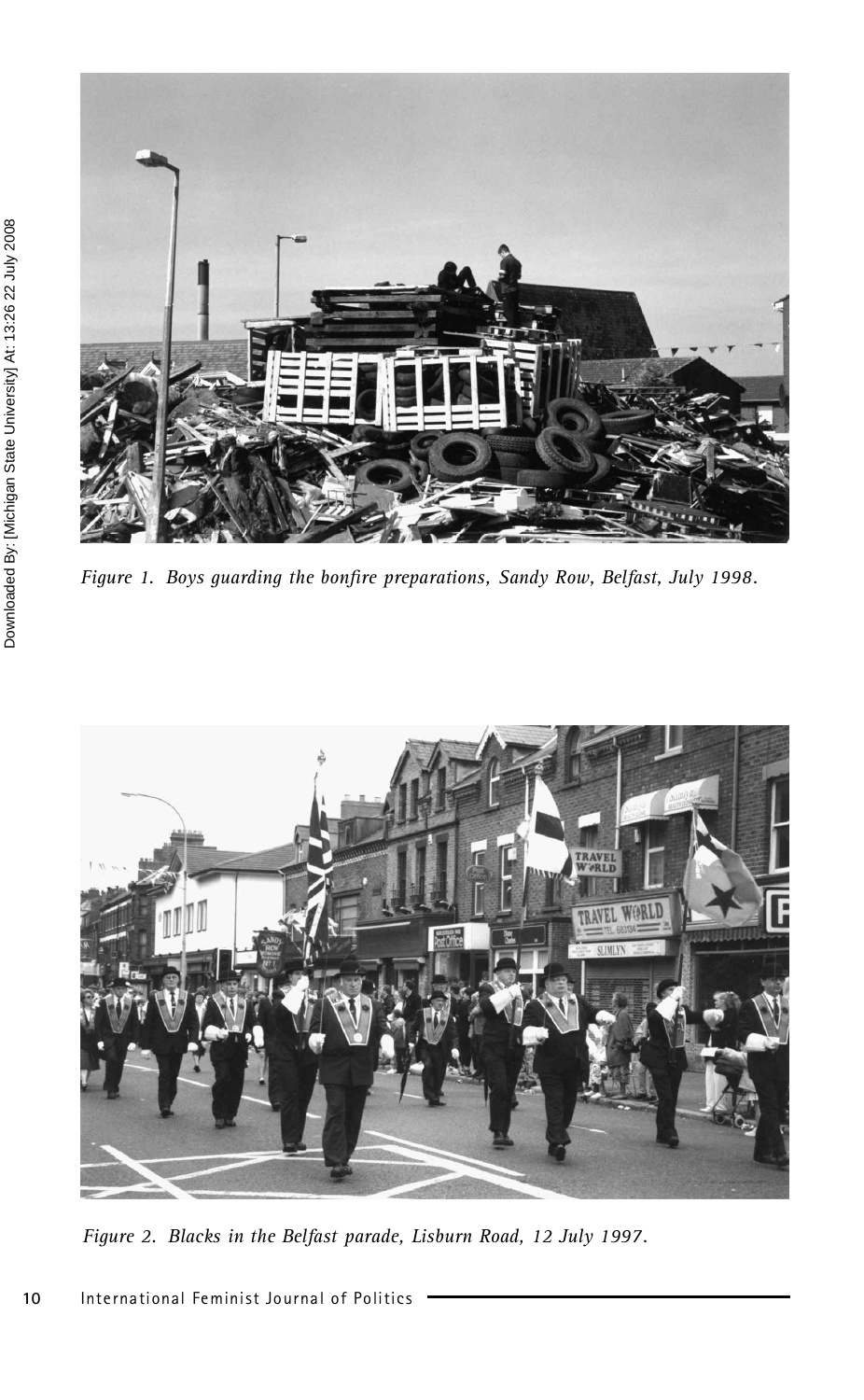*Figure 1. Boys guarding the bonfire preparations, Sandy Row, Belfast, July 1998.*

*Figure 2. Blacks in the Belfast parade, Lisburn Road, 12 July 1997.*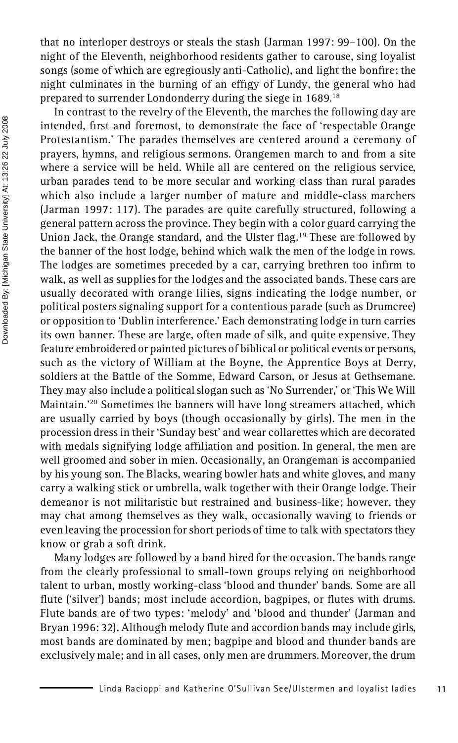that no interloper destroys or steals the stash (Jarman 1997: 99–100). On the night of the Eleventh, neighborhood residents gather to carouse, sing loyalist songs (some of which are egregiously anti-Catholic), and light the bonfire; the night culminates in the burning of an effigy of Lundy, the general who had prepared to surrender Londonderry during the siege in 1689.[18]

In contrast to the revelry of the Eleventh, the marches the following day are intended, first and foremost, to demonstrate the face of 'respectable Orange Protestantism.' The parades themselves are centered around a ceremony of prayers, hymns, and religious sermons. Orangemen march to and from a site where a service will be held. While all are centered on the religious service, urban parades tend to be more secular and working class than rural parades which also include a larger number of mature and middle-class marchers (Jarman 1997: 117). The parades are quite carefully structured, following a general pattern across the province. They begin with a color guard carrying the Union Jack, the Orange standard, and the Ulster flag.[19] These are followed by the banner of the host lodge, behind which walk the men of the lodge in rows. The lodges are sometimes preceded by a car, carrying brethren too infirm to walk, as well as supplies for the lodges and the associated bands. These cars are usually decorated with orange lilies, signs indicating the lodge number, or political posters signaling support for a contentious parade (such as Drumcree) or opposition to 'Dublin interference.' Each demonstrating lodge in turn carries its own banner. These are large, often made of silk, and quite expensive. They feature embroidered or painted pictures of biblical or political events or persons, such as the victory of William at the Boyne, the Apprentice Boys at Derry, soldiers at the Battle of the Somme, Edward Carson, or Jesus at Gethsemane. They may also include a political slogan such as 'No Surrender,' or 'This We Will Maintain.'[20] Sometimes the banners will have long streamers attached, which are usually carried by boys (though occasionally by girls). The men in the procession dress in their 'Sunday best' and wear collarettes which are decorated with medals signifying lodge affiliation and position. In general, the men are well groomed and sober in mien. Occasionally, an Orangeman is accompanied by his young son. The Blacks, wearing bowler hats and white gloves, and many carry a walking stick or umbrella, walk together with their Orange lodge. Their demeanor is not militaristic but restrained and business-like; however, they may chat among themselves as they walk, occasionally waving to friends or even leaving the procession for short periods of time to talk with spectators they know or grab a soft drink.

Many lodges are followed by a band hired for the occasion. The bands range from the clearly professional to small-town groups relying on neighborhood talent to urban, mostly working-class 'blood and thunder' bands. Some are all flute ('silver') bands; most include accordion, bagpipes, or flutes with drums. Flute bands are of two types: 'melody' and 'blood and thunder' (Jarman and Bryan 1996: 32). Although melody flute and accordion bands may include girls, most bands are dominated by men; bagpipe and blood and thunder bands are exclusively male; and in all cases, only men are drummers. Moreover, the drum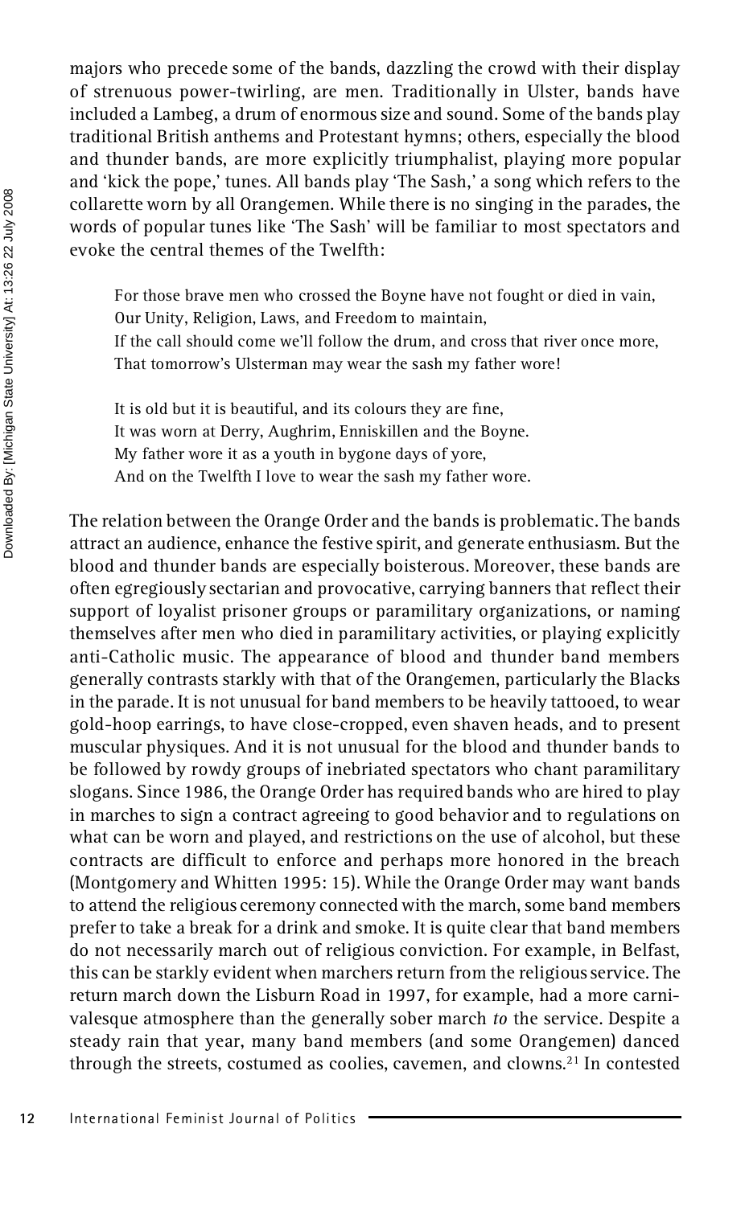majors who precede some of the bands, dazzling the crowd with their display of strenuous power-twirling, are men. Traditionally in Ulster, bands have included a Lambeg, a drum of enormous size and sound. Some of the bands play traditional British anthems and Protestant hymns; others, especially the blood and thunder bands, are more explicitly triumphalist, playing more popular and 'kick the pope,' tunes. All bands play 'The Sash,' a song which refers to the collarette worn by all Orangemen. While there is no singing in the parades, the words of popular tunes like 'The Sash' will be familiar to most spectators and evoke the central themes of the Twelfth:

> For those brave men who crossed the Boyne have not fought or died in vain,
> Our Unity, Religion, Laws, and Freedom to maintain,
> If the call should come we'll follow the drum, and cross that river once more,
> That tomorrow's Ulsterman may wear the sash my father wore!
>
> It is old but it is beautiful, and its colours they are fine,
> It was worn at Derry, Aughrim, Enniskillen and the Boyne.
> My father wore it as a youth in bygone days of yore,
> And on the Twelfth I love to wear the sash my father wore.

The relation between the Orange Order and the bands is problematic. The bands attract an audience, enhance the festive spirit, and generate enthusiasm. But the blood and thunder bands are especially boisterous. Moreover, these bands are often egregiously sectarian and provocative, carrying banners that reflect their support of loyalist prisoner groups or paramilitary organizations, or naming themselves after men who died in paramilitary activities, or playing explicitly anti-Catholic music. The appearance of blood and thunder band members generally contrasts starkly with that of the Orangemen, particularly the Blacks in the parade. It is not unusual for band members to be heavily tattooed, to wear gold-hoop earrings, to have close-cropped, even shaven heads, and to present muscular physiques. And it is not unusual for the blood and thunder bands to be followed by rowdy groups of inebriated spectators who chant paramilitary slogans. Since 1986, the Orange Order has required bands who are hired to play in marches to sign a contract agreeing to good behavior and to regulations on what can be worn and played, and restrictions on the use of alcohol, but these contracts are difficult to enforce and perhaps more honored in the breach (Montgomery and Whitten 1995: 15). While the Orange Order may want bands to attend the religious ceremony connected with the march, some band members prefer to take a break for a drink and smoke. It is quite clear that band members do not necessarily march out of religious conviction. For example, in Belfast, this can be starkly evident when marchers return from the religious service. The return march down the Lisburn Road in 1997, for example, had a more carnivalesque atmosphere than the generally sober march *to* the service. Despite a steady rain that year, many band members (and some Orangemen) danced through the streets, costumed as coolies, cavemen, and clowns.[21] In contested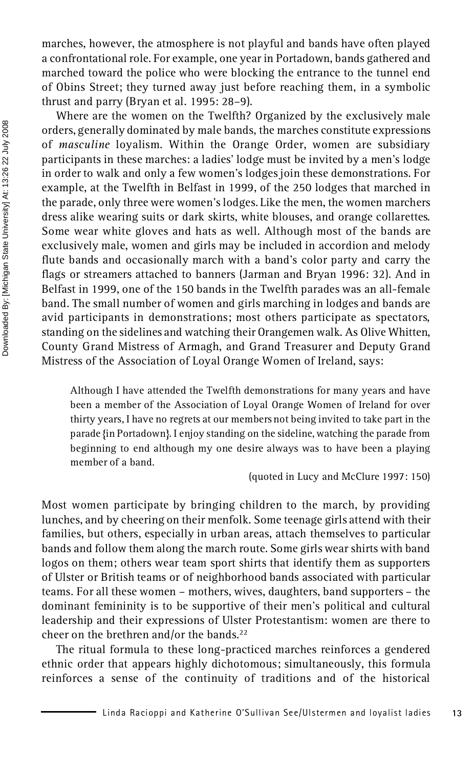marches, however, the atmosphere is not playful and bands have often played a confrontational role. For example, one year in Portadown, bands gathered and marched toward the police who were blocking the entrance to the tunnel end of Obins Street; they turned away just before reaching them, in a symbolic thrust and parry (Bryan et al. 1995: 28–9).

Where are the women on the Twelfth? Organized by the exclusively male orders, generally dominated by male bands, the marches constitute expressions of *masculine* loyalism. Within the Orange Order, women are subsidiary participants in these marches: a ladies' lodge must be invited by a men's lodge in order to walk and only a few women's lodges join these demonstrations. For example, at the Twelfth in Belfast in 1999, of the 250 lodges that marched in the parade, only three were women's lodges. Like the men, the women marchers dress alike wearing suits or dark skirts, white blouses, and orange collarettes. Some wear white gloves and hats as well. Although most of the bands are exclusively male, women and girls may be included in accordion and melody flute bands and occasionally march with a band's color party and carry the flags or streamers attached to banners (Jarman and Bryan 1996: 32). And in Belfast in 1999, one of the 150 bands in the Twelfth parades was an all-female band. The small number of women and girls marching in lodges and bands are avid participants in demonstrations; most others participate as spectators, standing on the sidelines and watching their Orangemen walk. As Olive Whitten, County Grand Mistress of Armagh, and Grand Treasurer and Deputy Grand Mistress of the Association of Loyal Orange Women of Ireland, says:

> Although I have attended the Twelfth demonstrations for many years and have been a member of the Association of Loyal Orange Women of Ireland for over thirty years, I have no regrets at our members not being invited to take part in the parade {in Portadown}. I enjoy standing on the sideline, watching the parade from beginning to end although my one desire always was to have been a playing member of a band.
>
> (quoted in Lucy and McClure 1997: 150)

Most women participate by bringing children to the march, by providing lunches, and by cheering on their menfolk. Some teenage girls attend with their families, but others, especially in urban areas, attach themselves to particular bands and follow them along the march route. Some girls wear shirts with band logos on them; others wear team sport shirts that identify them as supporters of Ulster or British teams or of neighborhood bands associated with particular teams. For all these women – mothers, wives, daughters, band supporters – the dominant femininity is to be supportive of their men's political and cultural leadership and their expressions of Ulster Protestantism: women are there to cheer on the brethren and/or the bands.[22]

The ritual formula to these long-practiced marches reinforces a gendered ethnic order that appears highly dichotomous; simultaneously, this formula reinforces a sense of the continuity of traditions and of the historical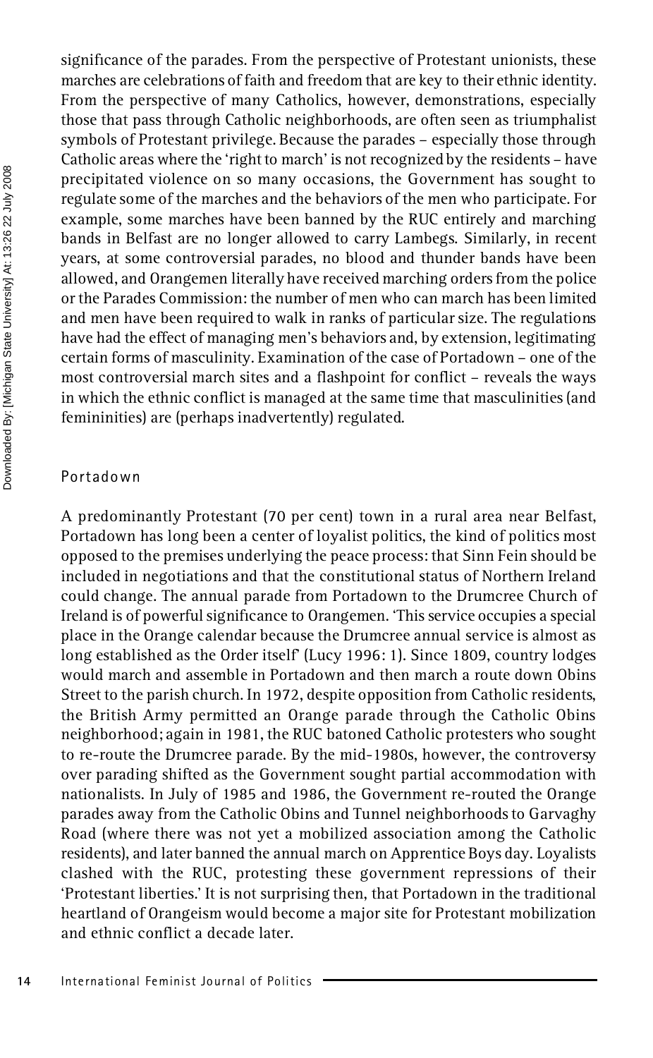significance of the parades. From the perspective of Protestant unionists, these marches are celebrations of faith and freedom that are key to their ethnic identity. From the perspective of many Catholics, however, demonstrations, especially those that pass through Catholic neighborhoods, are often seen as triumphalist symbols of Protestant privilege. Because the parades – especially those through Catholic areas where the 'right to march' is not recognized by the residents – have precipitated violence on so many occasions, the Government has sought to regulate some of the marches and the behaviors of the men who participate. For example, some marches have been banned by the RUC entirely and marching bands in Belfast are no longer allowed to carry Lambegs. Similarly, in recent years, at some controversial parades, no blood and thunder bands have been allowed, and Orangemen literally have received marching orders from the police or the Parades Commission: the number of men who can march has been limited and men have been required to walk in ranks of particular size. The regulations have had the effect of managing men's behaviors and, by extension, legitimating certain forms of masculinity. Examination of the case of Portadown – one of the most controversial march sites and a flashpoint for conflict – reveals the ways in which the ethnic conflict is managed at the same time that masculinities (and femininities) are (perhaps inadvertently) regulated.

## Portadown

A predominantly Protestant (70 per cent) town in a rural area near Belfast, Portadown has long been a center of loyalist politics, the kind of politics most opposed to the premises underlying the peace process: that Sinn Fein should be included in negotiations and that the constitutional status of Northern Ireland could change. The annual parade from Portadown to the Drumcree Church of Ireland is of powerful significance to Orangemen. 'This service occupies a special place in the Orange calendar because the Drumcree annual service is almost as long established as the Order itself' (Lucy 1996: 1). Since 1809, country lodges would march and assemble in Portadown and then march a route down Obins Street to the parish church. In 1972, despite opposition from Catholic residents, the British Army permitted an Orange parade through the Catholic Obins neighborhood; again in 1981, the RUC batoned Catholic protesters who sought to re-route the Drumcree parade. By the mid-1980s, however, the controversy over parading shifted as the Government sought partial accommodation with nationalists. In July of 1985 and 1986, the Government re-routed the Orange parades away from the Catholic Obins and Tunnel neighborhoods to Garvaghy Road (where there was not yet a mobilized association among the Catholic residents), and later banned the annual march on Apprentice Boys day. Loyalists clashed with the RUC, protesting these government repressions of their 'Protestant liberties.' It is not surprising then, that Portadown in the traditional heartland of Orangeism would become a major site for Protestant mobilization and ethnic conflict a decade later.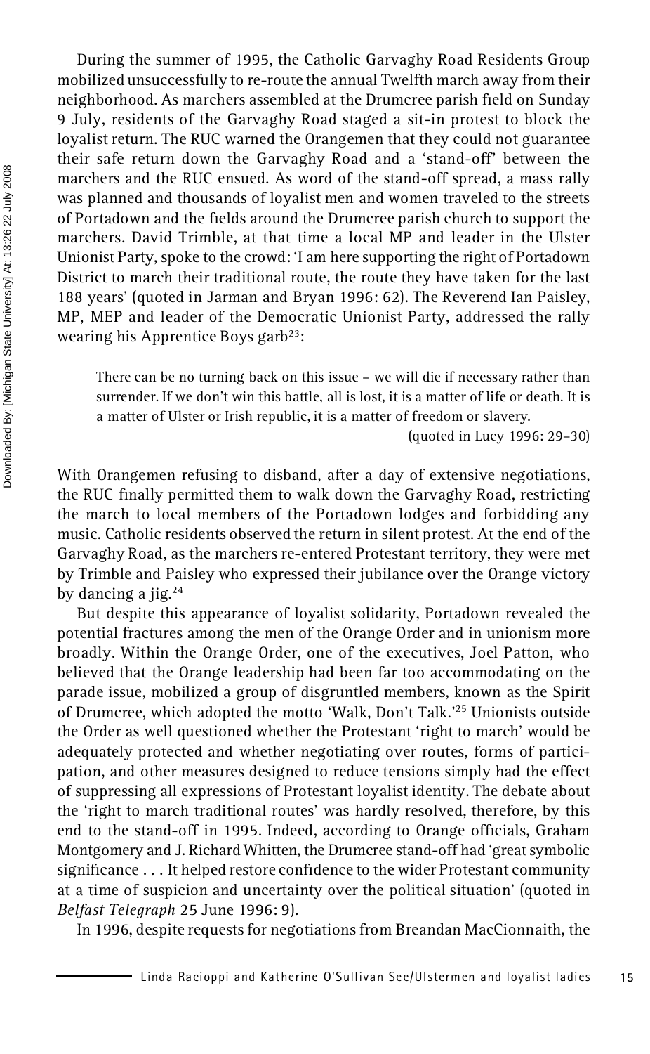During the summer of 1995, the Catholic Garvaghy Road Residents Group mobilized unsuccessfully to re-route the annual Twelfth march away from their neighborhood. As marchers assembled at the Drumcree parish field on Sunday 9 July, residents of the Garvaghy Road staged a sit-in protest to block the loyalist return. The RUC warned the Orangemen that they could not guarantee their safe return down the Garvaghy Road and a 'stand-off' between the marchers and the RUC ensued. As word of the stand-off spread, a mass rally was planned and thousands of loyalist men and women traveled to the streets of Portadown and the fields around the Drumcree parish church to support the marchers. David Trimble, at that time a local MP and leader in the Ulster Unionist Party, spoke to the crowd: 'I am here supporting the right of Portadown District to march their traditional route, the route they have taken for the last 188 years' (quoted in Jarman and Bryan 1996: 62). The Reverend Ian Paisley, MP, MEP and leader of the Democratic Unionist Party, addressed the rally wearing his Apprentice Boys garb[23]:

> There can be no turning back on this issue – we will die if necessary rather than surrender. If we don't win this battle, all is lost, it is a matter of life or death. It is a matter of Ulster or Irish republic, it is a matter of freedom or slavery.
>
> (quoted in Lucy 1996: 29–30)

With Orangemen refusing to disband, after a day of extensive negotiations, the RUC finally permitted them to walk down the Garvaghy Road, restricting the march to local members of the Portadown lodges and forbidding any music. Catholic residents observed the return in silent protest. At the end of the Garvaghy Road, as the marchers re-entered Protestant territory, they were met by Trimble and Paisley who expressed their jubilance over the Orange victory by dancing a jig.[24]

But despite this appearance of loyalist solidarity, Portadown revealed the potential fractures among the men of the Orange Order and in unionism more broadly. Within the Orange Order, one of the executives, Joel Patton, who believed that the Orange leadership had been far too accommodating on the parade issue, mobilized a group of disgruntled members, known as the Spirit of Drumcree, which adopted the motto 'Walk, Don't Talk.'[25] Unionists outside the Order as well questioned whether the Protestant 'right to march' would be adequately protected and whether negotiating over routes, forms of participation, and other measures designed to reduce tensions simply had the effect of suppressing all expressions of Protestant loyalist identity. The debate about the 'right to march traditional routes' was hardly resolved, therefore, by this end to the stand-off in 1995. Indeed, according to Orange officials, Graham Montgomery and J. Richard Whitten, the Drumcree stand-off had 'great symbolic significance . . . It helped restore confidence to the wider Protestant community at a time of suspicion and uncertainty over the political situation' (quoted in *Belfast Telegraph* 25 June 1996: 9).

In 1996, despite requests for negotiations from Breandan MacCionnaith, the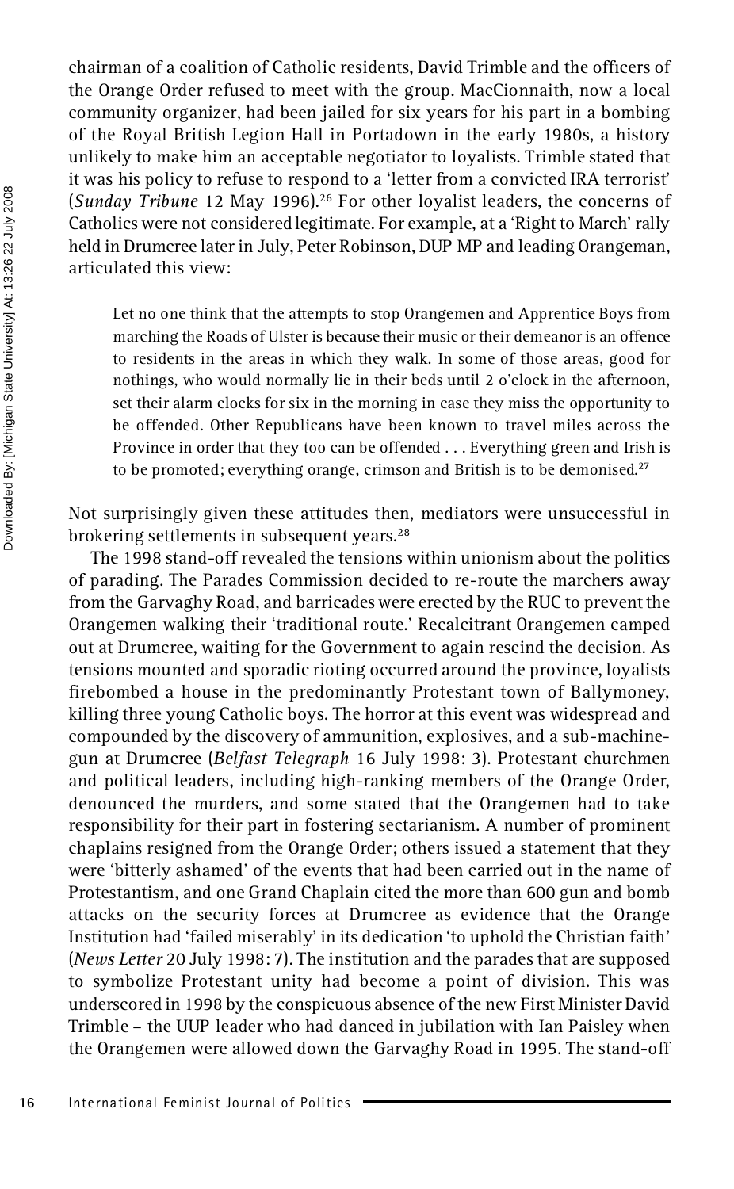chairman of a coalition of Catholic residents, David Trimble and the officers of the Orange Order refused to meet with the group. MacCionnaith, now a local community organizer, had been jailed for six years for his part in a bombing of the Royal British Legion Hall in Portadown in the early 1980s, a history unlikely to make him an acceptable negotiator to loyalists. Trimble stated that it was his policy to refuse to respond to a 'letter from a convicted IRA terrorist' (*Sunday Tribune* 12 May 1996).[26] For other loyalist leaders, the concerns of Catholics were not considered legitimate. For example, at a 'Right to March' rally held in Drumcree later in July, Peter Robinson, DUP MP and leading Orangeman, articulated this view:

> Let no one think that the attempts to stop Orangemen and Apprentice Boys from marching the Roads of Ulster is because their music or their demeanor is an offence to residents in the areas in which they walk. In some of those areas, good for nothings, who would normally lie in their beds until 2 o'clock in the afternoon, set their alarm clocks for six in the morning in case they miss the opportunity to be offended. Other Republicans have been known to travel miles across the Province in order that they too can be offended . . . Everything green and Irish is to be promoted; everything orange, crimson and British is to be demonised.[27]

Not surprisingly given these attitudes then, mediators were unsuccessful in brokering settlements in subsequent years.[28]

The 1998 stand-off revealed the tensions within unionism about the politics of parading. The Parades Commission decided to re-route the marchers away from the Garvaghy Road, and barricades were erected by the RUC to prevent the Orangemen walking their 'traditional route.' Recalcitrant Orangemen camped out at Drumcree, waiting for the Government to again rescind the decision. As tensions mounted and sporadic rioting occurred around the province, loyalists firebombed a house in the predominantly Protestant town of Ballymoney, killing three young Catholic boys. The horror at this event was widespread and compounded by the discovery of ammunition, explosives, and a sub-machine-gun at Drumcree (*Belfast Telegraph* 16 July 1998: 3). Protestant churchmen and political leaders, including high-ranking members of the Orange Order, denounced the murders, and some stated that the Orangemen had to take responsibility for their part in fostering sectarianism. A number of prominent chaplains resigned from the Orange Order; others issued a statement that they were 'bitterly ashamed' of the events that had been carried out in the name of Protestantism, and one Grand Chaplain cited the more than 600 gun and bomb attacks on the security forces at Drumcree as evidence that the Orange Institution had 'failed miserably' in its dedication 'to uphold the Christian faith' (*News Letter* 20 July 1998: 7). The institution and the parades that are supposed to symbolize Protestant unity had become a point of division. This was underscored in 1998 by the conspicuous absence of the new First Minister David Trimble – the UUP leader who had danced in jubilation with Ian Paisley when the Orangemen were allowed down the Garvaghy Road in 1995. The stand-off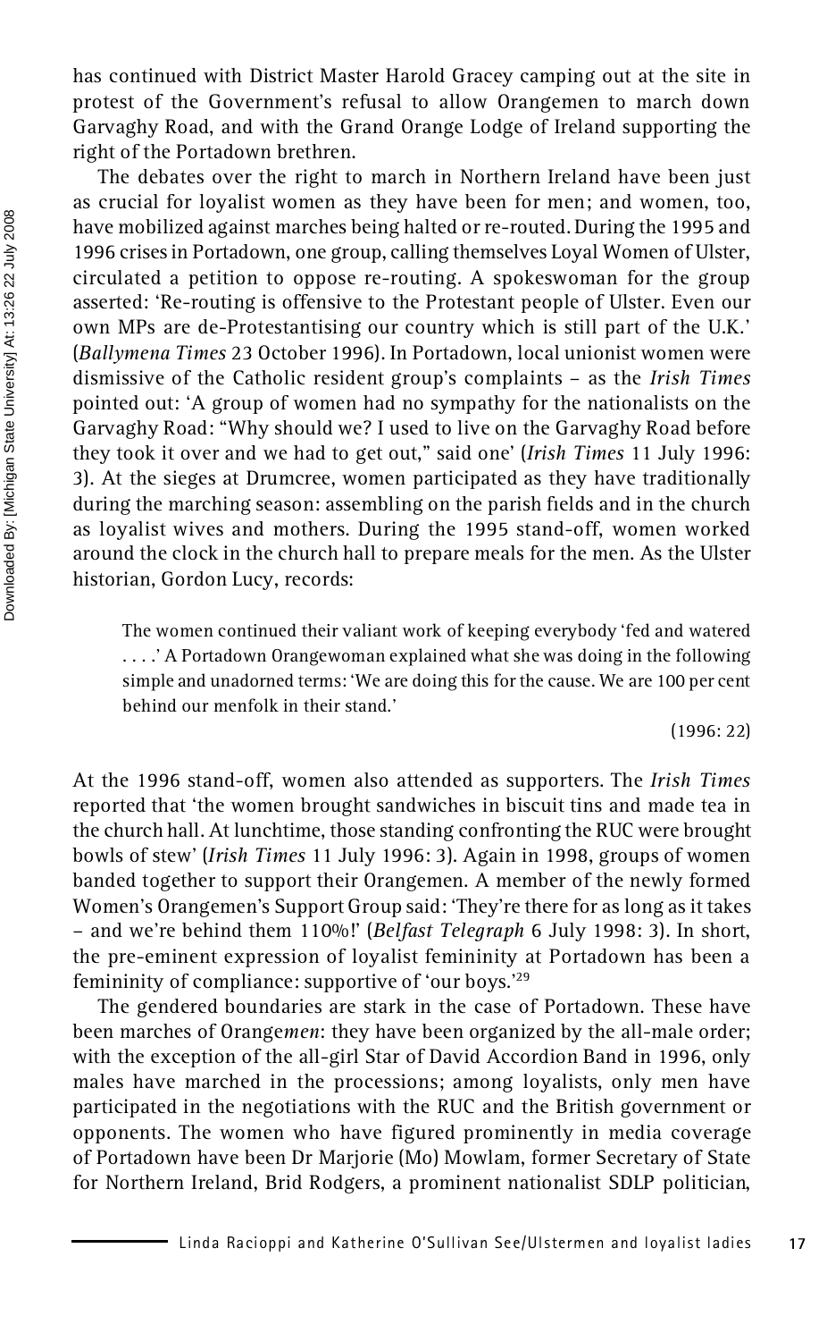has continued with District Master Harold Gracey camping out at the site in protest of the Government's refusal to allow Orangemen to march down Garvaghy Road, and with the Grand Orange Lodge of Ireland supporting the right of the Portadown brethren.

The debates over the right to march in Northern Ireland have been just as crucial for loyalist women as they have been for men; and women, too, have mobilized against marches being halted or re-routed. During the 1995 and 1996 crises in Portadown, one group, calling themselves Loyal Women of Ulster, circulated a petition to oppose re-routing. A spokeswoman for the group asserted: 'Re-routing is offensive to the Protestant people of Ulster. Even our own MPs are de-Protestantising our country which is still part of the U.K.' (*Ballymena Times* 23 October 1996). In Portadown, local unionist women were dismissive of the Catholic resident group's complaints – as the *Irish Times* pointed out: 'A group of women had no sympathy for the nationalists on the Garvaghy Road: "Why should we? I used to live on the Garvaghy Road before they took it over and we had to get out," said one' (*Irish Times* 11 July 1996: 3). At the sieges at Drumcree, women participated as they have traditionally during the marching season: assembling on the parish fields and in the church as loyalist wives and mothers. During the 1995 stand-off, women worked around the clock in the church hall to prepare meals for the men. As the Ulster historian, Gordon Lucy, records:

> The women continued their valiant work of keeping everybody 'fed and watered . . . .' A Portadown Orangewoman explained what she was doing in the following simple and unadorned terms: 'We are doing this for the cause. We are 100 per cent behind our menfolk in their stand.'
>
> (1996: 22)

At the 1996 stand-off, women also attended as supporters. The *Irish Times* reported that 'the women brought sandwiches in biscuit tins and made tea in the church hall. At lunchtime, those standing confronting the RUC were brought bowls of stew' (*Irish Times* 11 July 1996: 3). Again in 1998, groups of women banded together to support their Orangemen. A member of the newly formed Women's Orangemen's Support Group said: 'They're there for as long as it takes – and we're behind them 110%!' (*Belfast Telegraph* 6 July 1998: 3). In short, the pre-eminent expression of loyalist femininity at Portadown has been a femininity of compliance: supportive of 'our boys.'[29]

The gendered boundaries are stark in the case of Portadown. These have been marches of Orange*men*: they have been organized by the all-male order; with the exception of the all-girl Star of David Accordion Band in 1996, only males have marched in the processions; among loyalists, only men have participated in the negotiations with the RUC and the British government or opponents. The women who have figured prominently in media coverage of Portadown have been Dr Marjorie (Mo) Mowlam, former Secretary of State for Northern Ireland, Brid Rodgers, a prominent nationalist SDLP politician,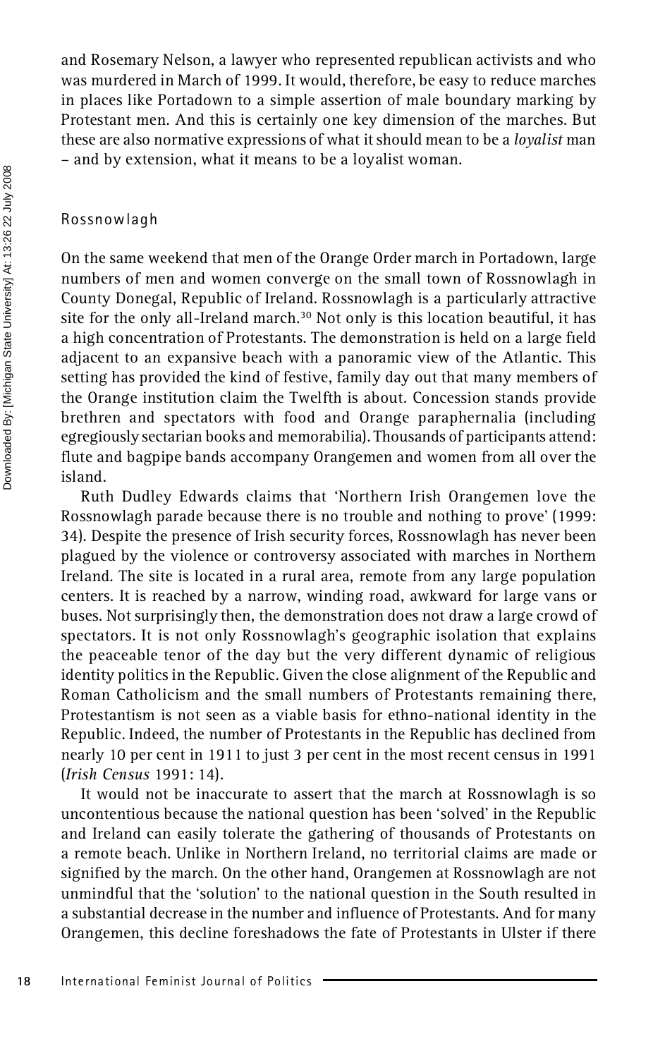and Rosemary Nelson, a lawyer who represented republican activists and who was murdered in March of 1999. It would, therefore, be easy to reduce marches in places like Portadown to a simple assertion of male boundary marking by Protestant men. And this is certainly one key dimension of the marches. But these are also normative expressions of what it should mean to be a *loyalist* man – and by extension, what it means to be a loyalist woman.

## Rossnowlagh

On the same weekend that men of the Orange Order march in Portadown, large numbers of men and women converge on the small town of Rossnowlagh in County Donegal, Republic of Ireland. Rossnowlagh is a particularly attractive site for the only all-Ireland march.[30] Not only is this location beautiful, it has a high concentration of Protestants. The demonstration is held on a large field adjacent to an expansive beach with a panoramic view of the Atlantic. This setting has provided the kind of festive, family day out that many members of the Orange institution claim the Twelfth is about. Concession stands provide brethren and spectators with food and Orange paraphernalia (including egregiously sectarian books and memorabilia). Thousands of participants attend: flute and bagpipe bands accompany Orangemen and women from all over the island.

Ruth Dudley Edwards claims that 'Northern Irish Orangemen love the Rossnowlagh parade because there is no trouble and nothing to prove' (1999: 34). Despite the presence of Irish security forces, Rossnowlagh has never been plagued by the violence or controversy associated with marches in Northern Ireland. The site is located in a rural area, remote from any large population centers. It is reached by a narrow, winding road, awkward for large vans or buses. Not surprisingly then, the demonstration does not draw a large crowd of spectators. It is not only Rossnowlagh's geographic isolation that explains the peaceable tenor of the day but the very different dynamic of religious identity politics in the Republic. Given the close alignment of the Republic and Roman Catholicism and the small numbers of Protestants remaining there, Protestantism is not seen as a viable basis for ethno-national identity in the Republic. Indeed, the number of Protestants in the Republic has declined from nearly 10 per cent in 1911 to just 3 per cent in the most recent census in 1991 (*Irish Census* 1991: 14).

It would not be inaccurate to assert that the march at Rossnowlagh is so uncontentious because the national question has been 'solved' in the Republic and Ireland can easily tolerate the gathering of thousands of Protestants on a remote beach. Unlike in Northern Ireland, no territorial claims are made or signified by the march. On the other hand, Orangemen at Rossnowlagh are not unmindful that the 'solution' to the national question in the South resulted in a substantial decrease in the number and influence of Protestants. And for many Orangemen, this decline foreshadows the fate of Protestants in Ulster if there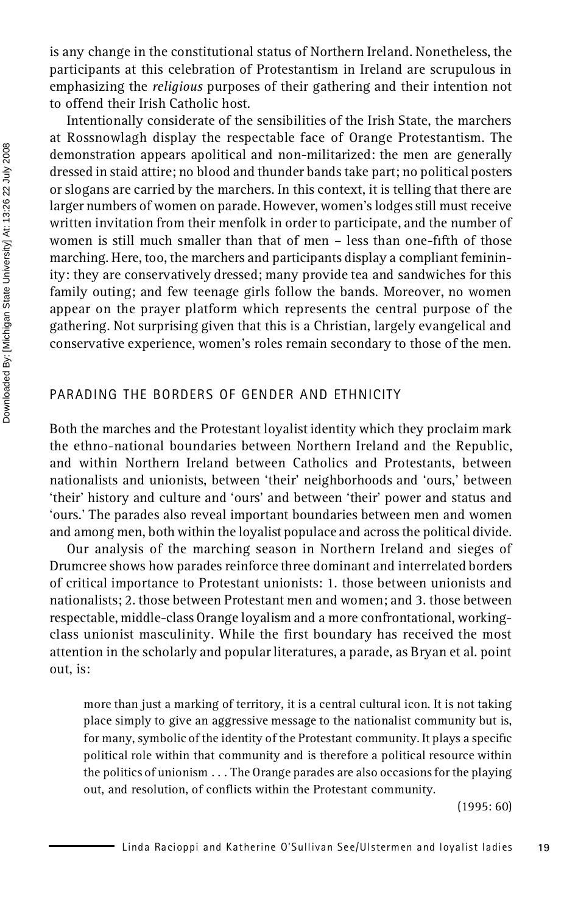is any change in the constitutional status of Northern Ireland. Nonetheless, the participants at this celebration of Protestantism in Ireland are scrupulous in emphasizing the *religious* purposes of their gathering and their intention not to offend their Irish Catholic host.

Intentionally considerate of the sensibilities of the Irish State, the marchers at Rossnowlagh display the respectable face of Orange Protestantism. The demonstration appears apolitical and non-militarized: the men are generally dressed in staid attire; no blood and thunder bands take part; no political posters or slogans are carried by the marchers. In this context, it is telling that there are larger numbers of women on parade. However, women's lodges still must receive written invitation from their menfolk in order to participate, and the number of women is still much smaller than that of men – less than one-fifth of those marching. Here, too, the marchers and participants display a compliant femininity: they are conservatively dressed; many provide tea and sandwiches for this family outing; and few teenage girls follow the bands. Moreover, no women appear on the prayer platform which represents the central purpose of the gathering. Not surprising given that this is a Christian, largely evangelical and conservative experience, women's roles remain secondary to those of the men.

## PARADING THE BORDERS OF GENDER AND ETHNICITY

Both the marches and the Protestant loyalist identity which they proclaim mark the ethno-national boundaries between Northern Ireland and the Republic, and within Northern Ireland between Catholics and Protestants, between nationalists and unionists, between 'their' neighborhoods and 'ours,' between 'their' history and culture and 'ours' and between 'their' power and status and 'ours.' The parades also reveal important boundaries between men and women and among men, both within the loyalist populace and across the political divide.

Our analysis of the marching season in Northern Ireland and sieges of Drumcree shows how parades reinforce three dominant and interrelated borders of critical importance to Protestant unionists: 1. those between unionists and nationalists; 2. those between Protestant men and women; and 3. those between respectable, middle-class Orange loyalism and a more confrontational, working-class unionist masculinity. While the first boundary has received the most attention in the scholarly and popular literatures, a parade, as Bryan et al. point out, is:

> more than just a marking of territory, it is a central cultural icon. It is not taking place simply to give an aggressive message to the nationalist community but is, for many, symbolic of the identity of the Protestant community. It plays a specific political role within that community and is therefore a political resource within the politics of unionism . . . The Orange parades are also occasions for the playing out, and resolution, of conflicts within the Protestant community.
>
> (1995: 60)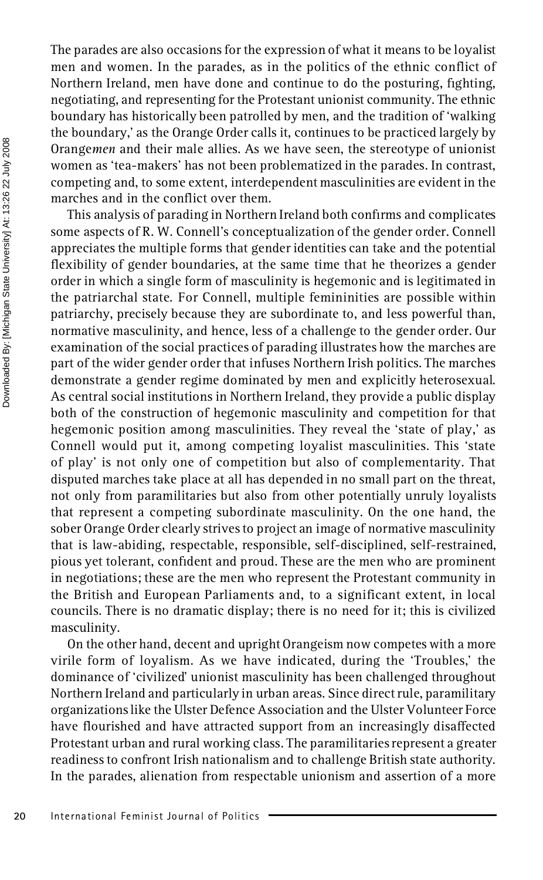The parades are also occasions for the expression of what it means to be loyalist men and women. In the parades, as in the politics of the ethnic conflict of Northern Ireland, men have done and continue to do the posturing, fighting, negotiating, and representing for the Protestant unionist community. The ethnic boundary has historically been patrolled by men, and the tradition of 'walking the boundary,' as the Orange Order calls it, continues to be practiced largely by Orange*men* and their male allies. As we have seen, the stereotype of unionist women as 'tea-makers' has not been problematized in the parades. In contrast, competing and, to some extent, interdependent masculinities are evident in the marches and in the conflict over them.

This analysis of parading in Northern Ireland both confirms and complicates some aspects of R. W. Connell's conceptualization of the gender order. Connell appreciates the multiple forms that gender identities can take and the potential flexibility of gender boundaries, at the same time that he theorizes a gender order in which a single form of masculinity is hegemonic and is legitimated in the patriarchal state. For Connell, multiple femininities are possible within patriarchy, precisely because they are subordinate to, and less powerful than, normative masculinity, and hence, less of a challenge to the gender order. Our examination of the social practices of parading illustrates how the marches are part of the wider gender order that infuses Northern Irish politics. The marches demonstrate a gender regime dominated by men and explicitly heterosexual. As central social institutions in Northern Ireland, they provide a public display both of the construction of hegemonic masculinity and competition for that hegemonic position among masculinities. They reveal the 'state of play,' as Connell would put it, among competing loyalist masculinities. This 'state of play' is not only one of competition but also of complementarity. That disputed marches take place at all has depended in no small part on the threat, not only from paramilitaries but also from other potentially unruly loyalists that represent a competing subordinate masculinity. On the one hand, the sober Orange Order clearly strives to project an image of normative masculinity that is law-abiding, respectable, responsible, self-disciplined, self-restrained, pious yet tolerant, confident and proud. These are the men who are prominent in negotiations; these are the men who represent the Protestant community in the British and European Parliaments and, to a significant extent, in local councils. There is no dramatic display; there is no need for it; this is civilized masculinity.

On the other hand, decent and upright Orangeism now competes with a more virile form of loyalism. As we have indicated, during the 'Troubles,' the dominance of 'civilized' unionist masculinity has been challenged throughout Northern Ireland and particularly in urban areas. Since direct rule, paramilitary organizations like the Ulster Defence Association and the Ulster Volunteer Force have flourished and have attracted support from an increasingly disaffected Protestant urban and rural working class. The paramilitaries represent a greater readiness to confront Irish nationalism and to challenge British state authority. In the parades, alienation from respectable unionism and assertion of a more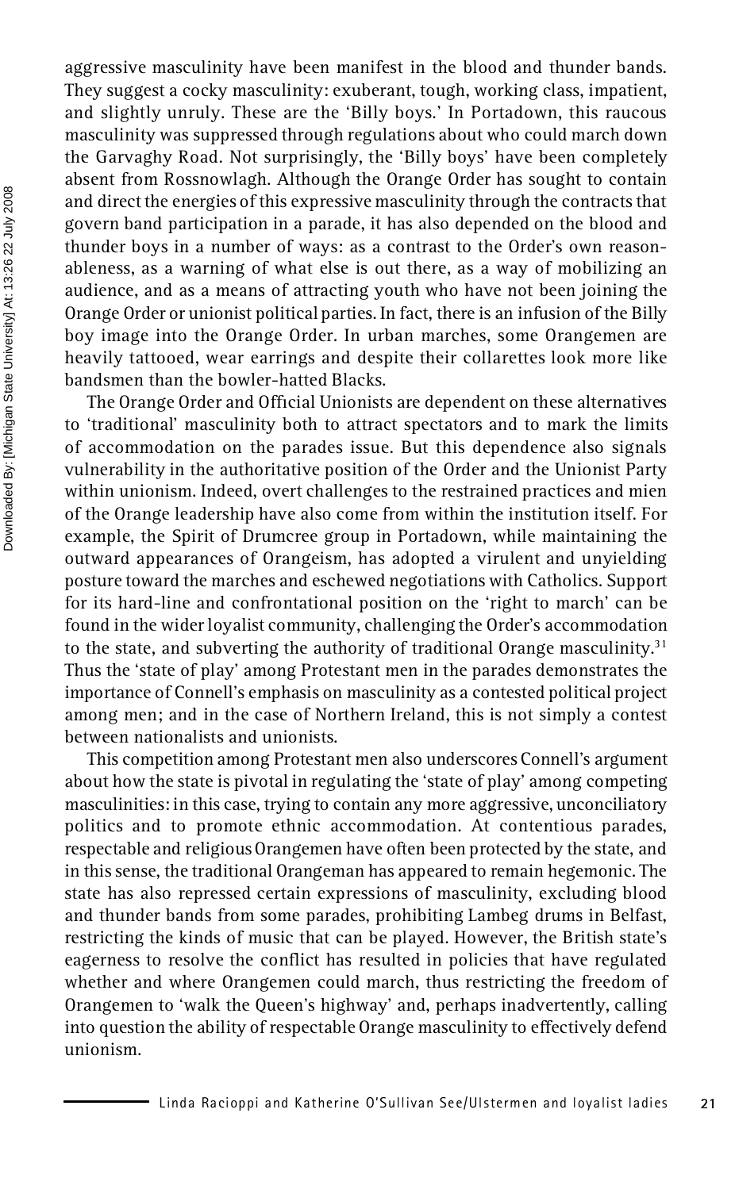aggressive masculinity have been manifest in the blood and thunder bands. They suggest a cocky masculinity: exuberant, tough, working class, impatient, and slightly unruly. These are the 'Billy boys.' In Portadown, this raucous masculinity was suppressed through regulations about who could march down the Garvaghy Road. Not surprisingly, the 'Billy boys' have been completely absent from Rossnowlagh. Although the Orange Order has sought to contain and direct the energies of this expressive masculinity through the contracts that govern band participation in a parade, it has also depended on the blood and thunder boys in a number of ways: as a contrast to the Order's own reasonableness, as a warning of what else is out there, as a way of mobilizing an audience, and as a means of attracting youth who have not been joining the Orange Order or unionist political parties. In fact, there is an infusion of the Billy boy image into the Orange Order. In urban marches, some Orangemen are heavily tattooed, wear earrings and despite their collarettes look more like bandsmen than the bowler-hatted Blacks.

The Orange Order and Official Unionists are dependent on these alternatives to 'traditional' masculinity both to attract spectators and to mark the limits of accommodation on the parades issue. But this dependence also signals vulnerability in the authoritative position of the Order and the Unionist Party within unionism. Indeed, overt challenges to the restrained practices and mien of the Orange leadership have also come from within the institution itself. For example, the Spirit of Drumcree group in Portadown, while maintaining the outward appearances of Orangeism, has adopted a virulent and unyielding posture toward the marches and eschewed negotiations with Catholics. Support for its hard-line and confrontational position on the 'right to march' can be found in the wider loyalist community, challenging the Order's accommodation to the state, and subverting the authority of traditional Orange masculinity.[31] Thus the 'state of play' among Protestant men in the parades demonstrates the importance of Connell's emphasis on masculinity as a contested political project among men; and in the case of Northern Ireland, this is not simply a contest between nationalists and unionists.

This competition among Protestant men also underscores Connell's argument about how the state is pivotal in regulating the 'state of play' among competing masculinities: in this case, trying to contain any more aggressive, unconciliatory politics and to promote ethnic accommodation. At contentious parades, respectable and religious Orangemen have often been protected by the state, and in this sense, the traditional Orangeman has appeared to remain hegemonic. The state has also repressed certain expressions of masculinity, excluding blood and thunder bands from some parades, prohibiting Lambeg drums in Belfast, restricting the kinds of music that can be played. However, the British state's eagerness to resolve the conflict has resulted in policies that have regulated whether and where Orangemen could march, thus restricting the freedom of Orangemen to 'walk the Queen's highway' and, perhaps inadvertently, calling into question the ability of respectable Orange masculinity to effectively defend unionism.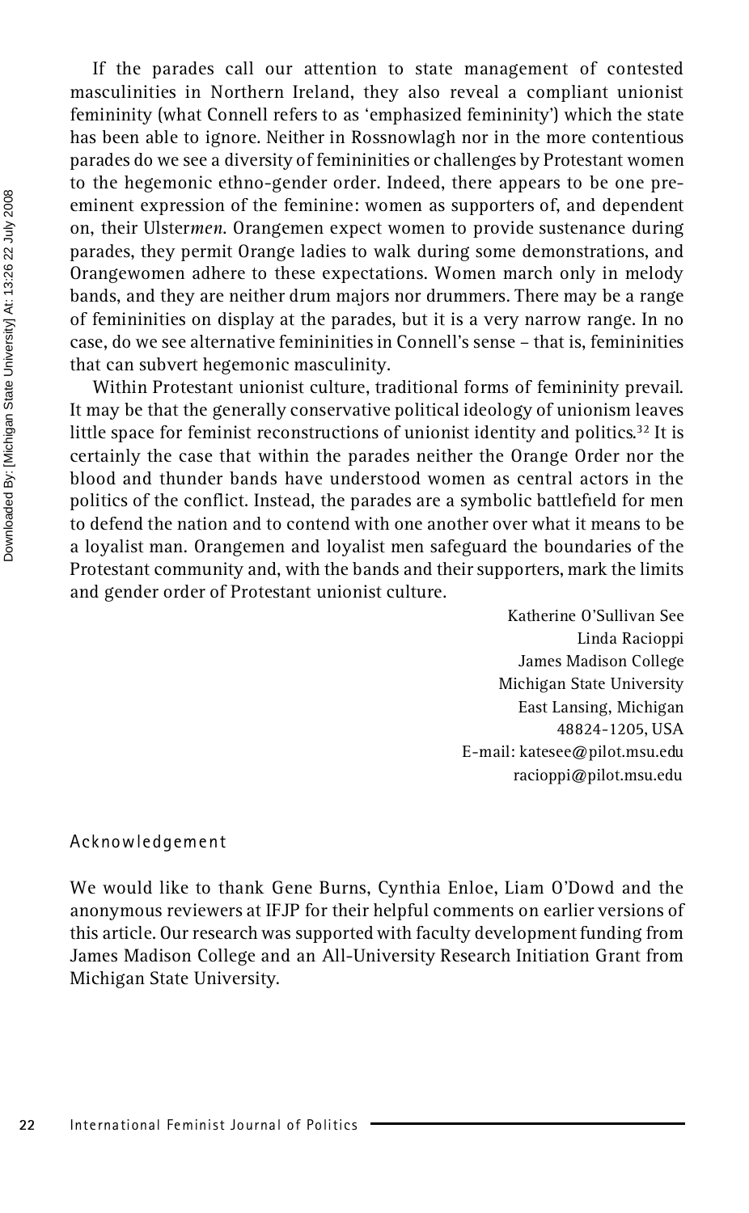If the parades call our attention to state management of contested masculinities in Northern Ireland, they also reveal a compliant unionist femininity (what Connell refers to as 'emphasized femininity') which the state has been able to ignore. Neither in Rossnowlagh nor in the more contentious parades do we see a diversity of femininities or challenges by Protestant women to the hegemonic ethno-gender order. Indeed, there appears to be one pre-eminent expression of the feminine: women as supporters of, and dependent on, their Ulster*men*. Orangemen expect women to provide sustenance during parades, they permit Orange ladies to walk during some demonstrations, and Orangewomen adhere to these expectations. Women march only in melody bands, and they are neither drum majors nor drummers. There may be a range of femininities on display at the parades, but it is a very narrow range. In no case, do we see alternative femininities in Connell's sense – that is, femininities that can subvert hegemonic masculinity.

Within Protestant unionist culture, traditional forms of femininity prevail. It may be that the generally conservative political ideology of unionism leaves little space for feminist reconstructions of unionist identity and politics.[32] It is certainly the case that within the parades neither the Orange Order nor the blood and thunder bands have understood women as central actors in the politics of the conflict. Instead, the parades are a symbolic battlefield for men to defend the nation and to contend with one another over what it means to be a loyalist man. Orangemen and loyalist men safeguard the boundaries of the Protestant community and, with the bands and their supporters, mark the limits and gender order of Protestant unionist culture.

Katherine O'Sullivan See
Linda Racioppi
James Madison College
Michigan State University
East Lansing, Michigan
48824-1205, USA
E-mail: katesee@pilot.msu.edu
racioppi@pilot.msu.edu

## Acknowledgement

We would like to thank Gene Burns, Cynthia Enloe, Liam O'Dowd and the anonymous reviewers at IFJP for their helpful comments on earlier versions of this article. Our research was supported with faculty development funding from James Madison College and an All-University Research Initiation Grant from Michigan State University.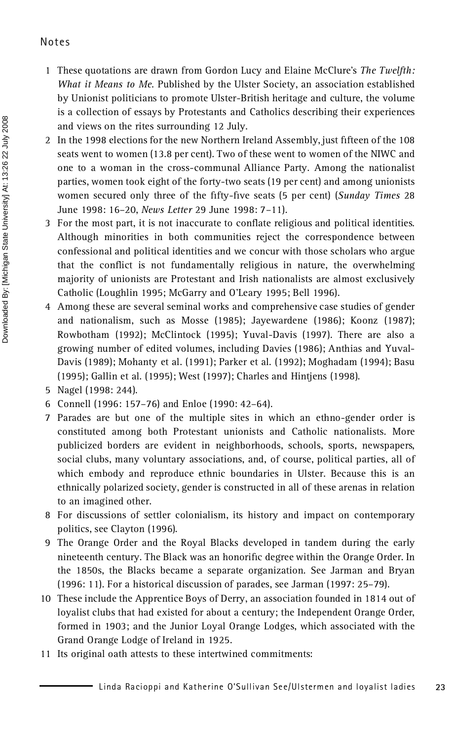## Notes

1. These quotations are drawn from Gordon Lucy and Elaine McClure's *The Twelfth: What it Means to Me*. Published by the Ulster Society, an association established by Unionist politicians to promote Ulster-British heritage and culture, the volume is a collection of essays by Protestants and Catholics describing their experiences and views on the rites surrounding 12 July.
2. In the 1998 elections for the new Northern Ireland Assembly, just fifteen of the 108 seats went to women (13.8 per cent). Two of these went to women of the NIWC and one to a woman in the cross-communal Alliance Party. Among the nationalist parties, women took eight of the forty-two seats (19 per cent) and among unionists women secured only three of the fifty-five seats (5 per cent) (*Sunday Times* 28 June 1998: 16–20, *News Letter* 29 June 1998: 7–11).
3. For the most part, it is not inaccurate to conflate religious and political identities. Although minorities in both communities reject the correspondence between confessional and political identities and we concur with those scholars who argue that the conflict is not fundamentally religious in nature, the overwhelming majority of unionists are Protestant and Irish nationalists are almost exclusively Catholic (Loughlin 1995; McGarry and O'Leary 1995; Bell 1996).
4. Among these are several seminal works and comprehensive case studies of gender and nationalism, such as Mosse (1985); Jayewardene (1986); Koonz (1987); Rowbotham (1992); McClintock (1995); Yuval-Davis (1997). There are also a growing number of edited volumes, including Davies (1986); Anthias and Yuval-Davis (1989); Mohanty et al. (1991); Parker et al. (1992); Moghadam (1994); Basu (1995); Gallin et al. (1995); West (1997); Charles and Hintjens (1998).
5. Nagel (1998: 244).
6. Connell (1996: 157–76) and Enloe (1990: 42–64).
7. Parades are but one of the multiple sites in which an ethno-gender order is constituted among both Protestant unionists and Catholic nationalists. More publicized borders are evident in neighborhoods, schools, sports, newspapers, social clubs, many voluntary associations, and, of course, political parties, all of which embody and reproduce ethnic boundaries in Ulster. Because this is an ethnically polarized society, gender is constructed in all of these arenas in relation to an imagined other.
8. For discussions of settler colonialism, its history and impact on contemporary politics, see Clayton (1996).
9. The Orange Order and the Royal Blacks developed in tandem during the early nineteenth century. The Black was an honorific degree within the Orange Order. In the 1850s, the Blacks became a separate organization. See Jarman and Bryan (1996: 11). For a historical discussion of parades, see Jarman (1997: 25–79).
10. These include the Apprentice Boys of Derry, an association founded in 1814 out of loyalist clubs that had existed for about a century; the Independent Orange Order, formed in 1903; and the Junior Loyal Orange Lodges, which associated with the Grand Orange Lodge of Ireland in 1925.
11. Its original oath attests to these intertwined commitments: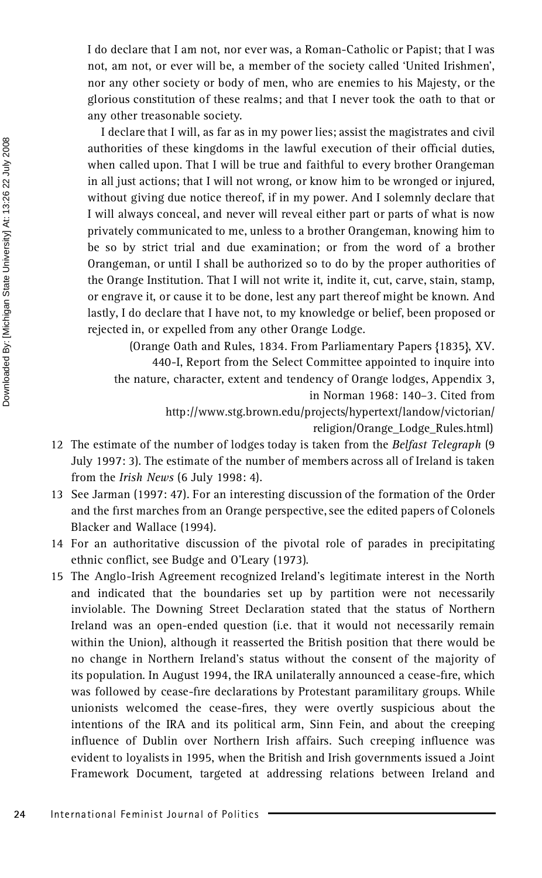I do declare that I am not, nor ever was, a Roman-Catholic or Papist; that I was not, am not, or ever will be, a member of the society called 'United Irishmen', nor any other society or body of men, who are enemies to his Majesty, or the glorious constitution of these realms; and that I never took the oath to that or any other treasonable society.

I declare that I will, as far as in my power lies; assist the magistrates and civil authorities of these kingdoms in the lawful execution of their official duties, when called upon. That I will be true and faithful to every brother Orangeman in all just actions; that I will not wrong, or know him to be wronged or injured, without giving due notice thereof, if in my power. And I solemnly declare that I will always conceal, and never will reveal either part or parts of what is now privately communicated to me, unless to a brother Orangeman, knowing him to be so by strict trial and due examination; or from the word of a brother Orangeman, or until I shall be authorized so to do by the proper authorities of the Orange Institution. That I will not write it, indite it, cut, carve, stain, stamp, or engrave it, or cause it to be done, lest any part thereof might be known. And lastly, I do declare that I have not, to my knowledge or belief, been proposed or rejected in, or expelled from any other Orange Lodge.

(Orange Oath and Rules, 1834. From Parliamentary Papers {1835}, XV. 440-I, Report from the Select Committee appointed to inquire into the nature, character, extent and tendency of Orange lodges, Appendix 3, in Norman 1968: 140–3. Cited from http://www.stg.brown.edu/projects/hypertext/landow/victorian/religion/Orange_Lodge_Rules.html)

12 The estimate of the number of lodges today is taken from the *Belfast Telegraph* (9 July 1997: 3). The estimate of the number of members across all of Ireland is taken from the *Irish News* (6 July 1998: 4).

13 See Jarman (1997: 47). For an interesting discussion of the formation of the Order and the first marches from an Orange perspective, see the edited papers of Colonels Blacker and Wallace (1994).

14 For an authoritative discussion of the pivotal role of parades in precipitating ethnic conflict, see Budge and O'Leary (1973).

15 The Anglo-Irish Agreement recognized Ireland's legitimate interest in the North and indicated that the boundaries set up by partition were not necessarily inviolable. The Downing Street Declaration stated that the status of Northern Ireland was an open-ended question (i.e. that it would not necessarily remain within the Union), although it reasserted the British position that there would be no change in Northern Ireland's status without the consent of the majority of its population. In August 1994, the IRA unilaterally announced a cease-fire, which was followed by cease-fire declarations by Protestant paramilitary groups. While unionists welcomed the cease-fires, they were overtly suspicious about the intentions of the IRA and its political arm, Sinn Fein, and about the creeping influence of Dublin over Northern Irish affairs. Such creeping influence was evident to loyalists in 1995, when the British and Irish governments issued a Joint Framework Document, targeted at addressing relations between Ireland and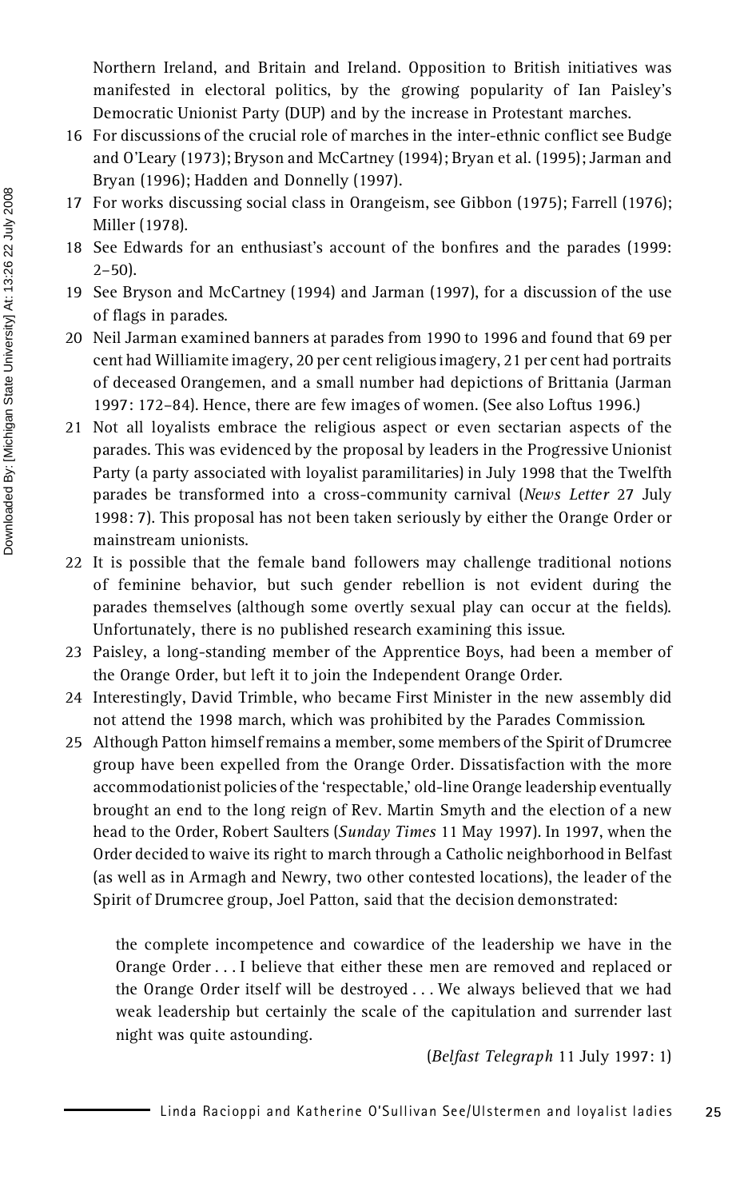Northern Ireland, and Britain and Ireland. Opposition to British initiatives was manifested in electoral politics, by the growing popularity of Ian Paisley's Democratic Unionist Party (DUP) and by the increase in Protestant marches.

16 For discussions of the crucial role of marches in the inter-ethnic conflict see Budge and O'Leary (1973); Bryson and McCartney (1994); Bryan et al. (1995); Jarman and Bryan (1996); Hadden and Donnelly (1997).

17 For works discussing social class in Orangeism, see Gibbon (1975); Farrell (1976); Miller (1978).

18 See Edwards for an enthusiast's account of the bonfires and the parades (1999: 2–50).

19 See Bryson and McCartney (1994) and Jarman (1997), for a discussion of the use of flags in parades.

20 Neil Jarman examined banners at parades from 1990 to 1996 and found that 69 per cent had Williamite imagery, 20 per cent religious imagery, 21 per cent had portraits of deceased Orangemen, and a small number had depictions of Brittania (Jarman 1997: 172–84). Hence, there are few images of women. (See also Loftus 1996.)

21 Not all loyalists embrace the religious aspect or even sectarian aspects of the parades. This was evidenced by the proposal by leaders in the Progressive Unionist Party (a party associated with loyalist paramilitaries) in July 1998 that the Twelfth parades be transformed into a cross-community carnival (*News Letter* 27 July 1998: 7). This proposal has not been taken seriously by either the Orange Order or mainstream unionists.

22 It is possible that the female band followers may challenge traditional notions of feminine behavior, but such gender rebellion is not evident during the parades themselves (although some overtly sexual play can occur at the fields). Unfortunately, there is no published research examining this issue.

23 Paisley, a long-standing member of the Apprentice Boys, had been a member of the Orange Order, but left it to join the Independent Orange Order.

24 Interestingly, David Trimble, who became First Minister in the new assembly did not attend the 1998 march, which was prohibited by the Parades Commission.

25 Although Patton himself remains a member, some members of the Spirit of Drumcree group have been expelled from the Orange Order. Dissatisfaction with the more accommodationist policies of the 'respectable,' old-line Orange leadership eventually brought an end to the long reign of Rev. Martin Smyth and the election of a new head to the Order, Robert Saulters (*Sunday Times* 11 May 1997). In 1997, when the Order decided to waive its right to march through a Catholic neighborhood in Belfast (as well as in Armagh and Newry, two other contested locations), the leader of the Spirit of Drumcree group, Joel Patton, said that the decision demonstrated:

> the complete incompetence and cowardice of the leadership we have in the Orange Order . . . I believe that either these men are removed and replaced or the Orange Order itself will be destroyed . . . We always believed that we had weak leadership but certainly the scale of the capitulation and surrender last night was quite astounding.
>
> (*Belfast Telegraph* 11 July 1997: 1)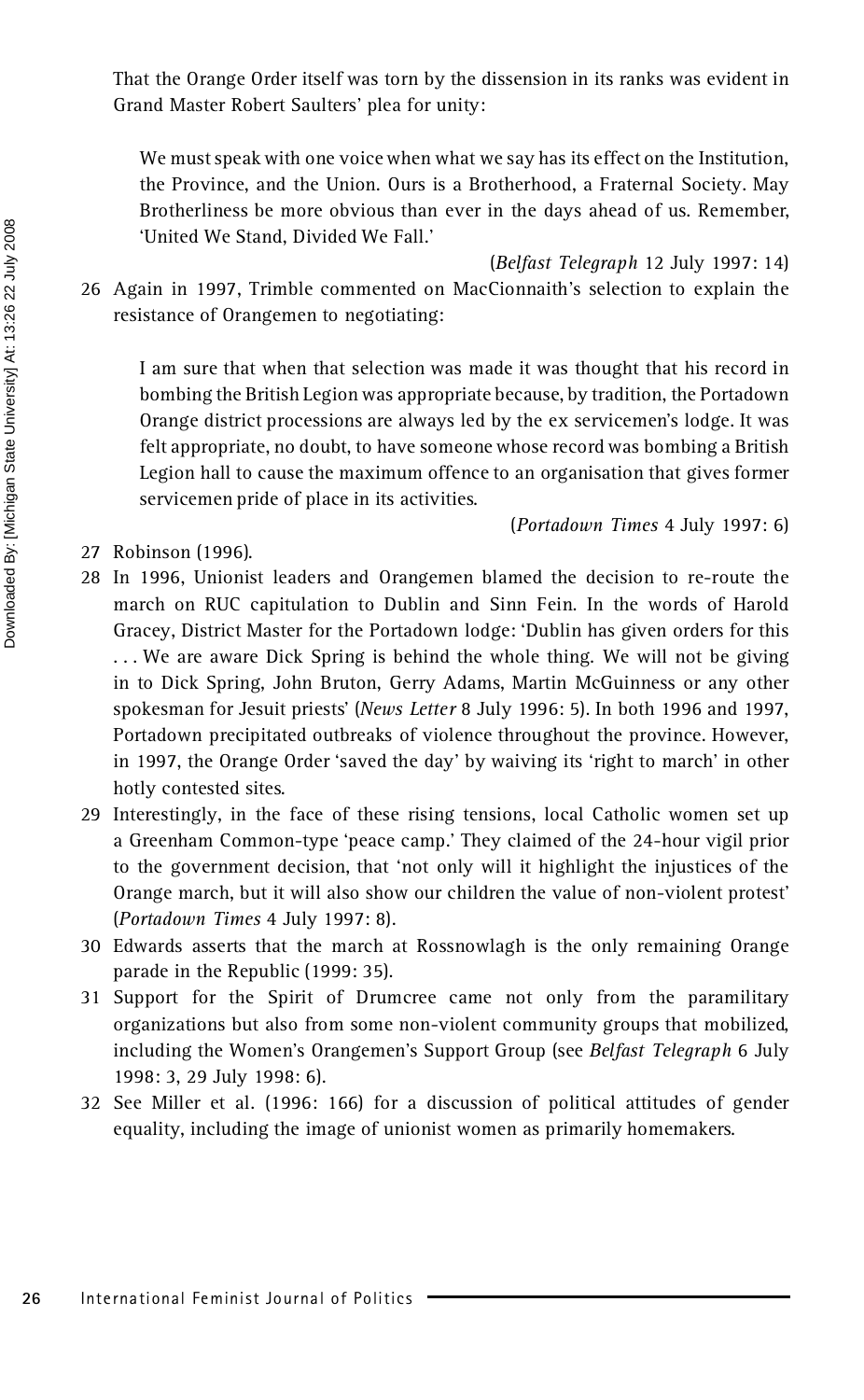That the Orange Order itself was torn by the dissension in its ranks was evident in Grand Master Robert Saulters' plea for unity:

> We must speak with one voice when what we say has its effect on the Institution, the Province, and the Union. Ours is a Brotherhood, a Fraternal Society. May Brotherliness be more obvious than ever in the days ahead of us. Remember, 'United We Stand, Divided We Fall.'
>
> (*Belfast Telegraph* 12 July 1997: 14)

26 Again in 1997, Trimble commented on MacCionnaith's selection to explain the resistance of Orangemen to negotiating:

> I am sure that when that selection was made it was thought that his record in bombing the British Legion was appropriate because, by tradition, the Portadown Orange district processions are always led by the ex servicemen's lodge. It was felt appropriate, no doubt, to have someone whose record was bombing a British Legion hall to cause the maximum offence to an organisation that gives former servicemen pride of place in its activities.
>
> (*Portadown Times* 4 July 1997: 6)

27 Robinson (1996).

28 In 1996, Unionist leaders and Orangemen blamed the decision to re-route the march on RUC capitulation to Dublin and Sinn Fein. In the words of Harold Gracey, District Master for the Portadown lodge: 'Dublin has given orders for this . . . We are aware Dick Spring is behind the whole thing. We will not be giving in to Dick Spring, John Bruton, Gerry Adams, Martin McGuinness or any other spokesman for Jesuit priests' (*News Letter* 8 July 1996: 5). In both 1996 and 1997, Portadown precipitated outbreaks of violence throughout the province. However, in 1997, the Orange Order 'saved the day' by waiving its 'right to march' in other hotly contested sites.

29 Interestingly, in the face of these rising tensions, local Catholic women set up a Greenham Common-type 'peace camp.' They claimed of the 24-hour vigil prior to the government decision, that 'not only will it highlight the injustices of the Orange march, but it will also show our children the value of non-violent protest' (*Portadown Times* 4 July 1997: 8).

30 Edwards asserts that the march at Rossnowlagh is the only remaining Orange parade in the Republic (1999: 35).

31 Support for the Spirit of Drumcree came not only from the paramilitary organizations but also from some non-violent community groups that mobilized, including the Women's Orangemen's Support Group (see *Belfast Telegraph* 6 July 1998: 3, 29 July 1998: 6).

32 See Miller et al. (1996: 166) for a discussion of political attitudes of gender equality, including the image of unionist women as primarily homemakers.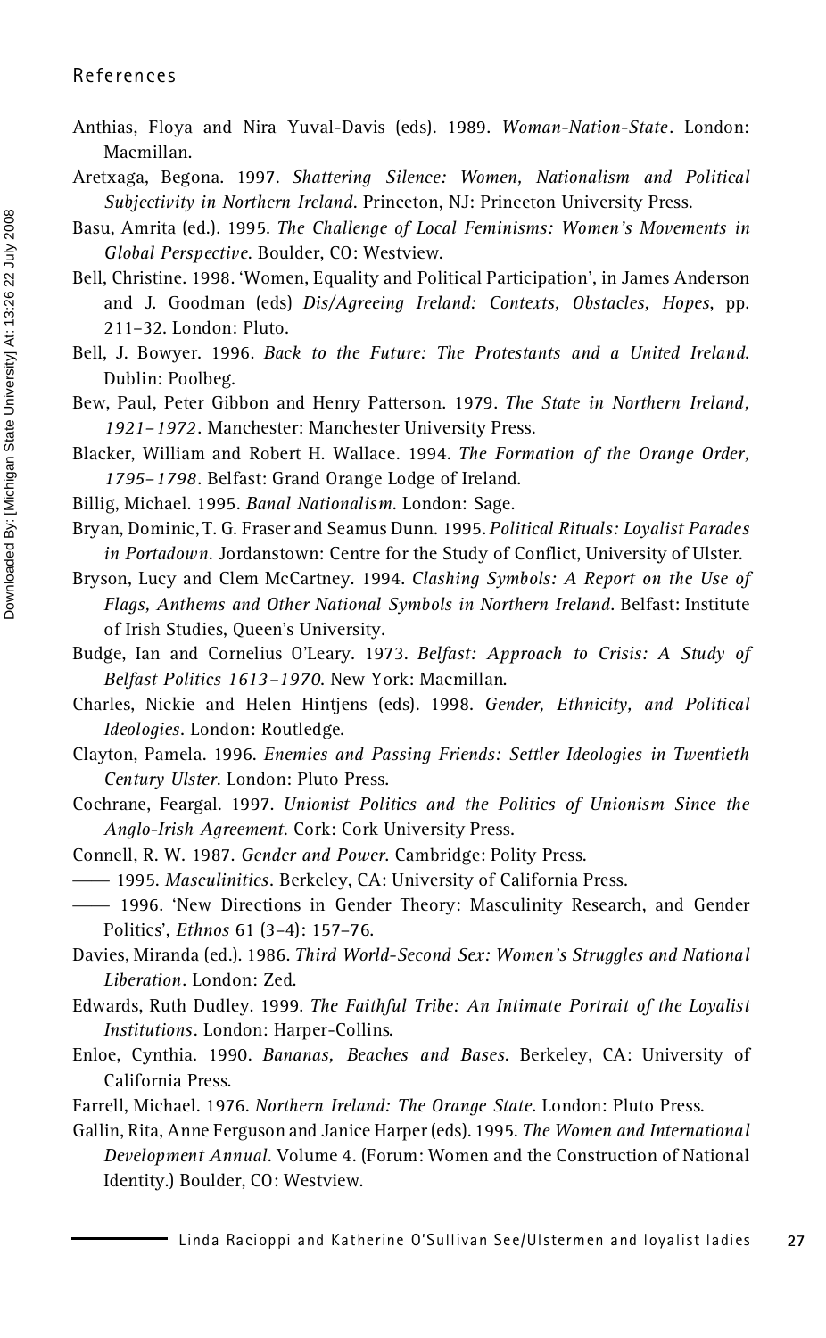## References

Anthias, Floya and Nira Yuval-Davis (eds). 1989. *Woman-Nation-State*. London: Macmillan.

Aretxaga, Begona. 1997. *Shattering Silence: Women, Nationalism and Political Subjectivity in Northern Ireland*. Princeton, NJ: Princeton University Press.

Basu, Amrita (ed.). 1995. *The Challenge of Local Feminisms: Women's Movements in Global Perspective*. Boulder, CO: Westview.

Bell, Christine. 1998. 'Women, Equality and Political Participation', in James Anderson and J. Goodman (eds) *Dis/Agreeing Ireland: Contexts, Obstacles, Hopes*, pp. 211–32. London: Pluto.

Bell, J. Bowyer. 1996. *Back to the Future: The Protestants and a United Ireland*. Dublin: Poolbeg.

Bew, Paul, Peter Gibbon and Henry Patterson. 1979. *The State in Northern Ireland, 1921–1972*. Manchester: Manchester University Press.

Blacker, William and Robert H. Wallace. 1994. *The Formation of the Orange Order, 1795–1798*. Belfast: Grand Orange Lodge of Ireland.

Billig, Michael. 1995. *Banal Nationalism*. London: Sage.

Bryan, Dominic, T. G. Fraser and Seamus Dunn. 1995. *Political Rituals: Loyalist Parades in Portadown*. Jordanstown: Centre for the Study of Conflict, University of Ulster.

Bryson, Lucy and Clem McCartney. 1994. *Clashing Symbols: A Report on the Use of Flags, Anthems and Other National Symbols in Northern Ireland*. Belfast: Institute of Irish Studies, Queen's University.

Budge, Ian and Cornelius O'Leary. 1973. *Belfast: Approach to Crisis: A Study of Belfast Politics 1613–1970*. New York: Macmillan.

Charles, Nickie and Helen Hintjens (eds). 1998. *Gender, Ethnicity, and Political Ideologies*. London: Routledge.

Clayton, Pamela. 1996. *Enemies and Passing Friends: Settler Ideologies in Twentieth Century Ulster*. London: Pluto Press.

Cochrane, Feargal. 1997. *Unionist Politics and the Politics of Unionism Since the Anglo-Irish Agreement*. Cork: Cork University Press.

Connell, R. W. 1987. *Gender and Power*. Cambridge: Polity Press.

—— 1995. *Masculinities*. Berkeley, CA: University of California Press.

—— 1996. 'New Directions in Gender Theory: Masculinity Research, and Gender Politics', *Ethnos* 61 (3–4): 157–76.

Davies, Miranda (ed.). 1986. *Third World-Second Sex: Women's Struggles and National Liberation*. London: Zed.

Edwards, Ruth Dudley. 1999. *The Faithful Tribe: An Intimate Portrait of the Loyalist Institutions*. London: Harper-Collins.

Enloe, Cynthia. 1990. *Bananas, Beaches and Bases*. Berkeley, CA: University of California Press.

Farrell, Michael. 1976. *Northern Ireland: The Orange State*. London: Pluto Press.

Gallin, Rita, Anne Ferguson and Janice Harper (eds). 1995. *The Women and International Development Annual*. Volume 4. (Forum: Women and the Construction of National Identity.) Boulder, CO: Westview.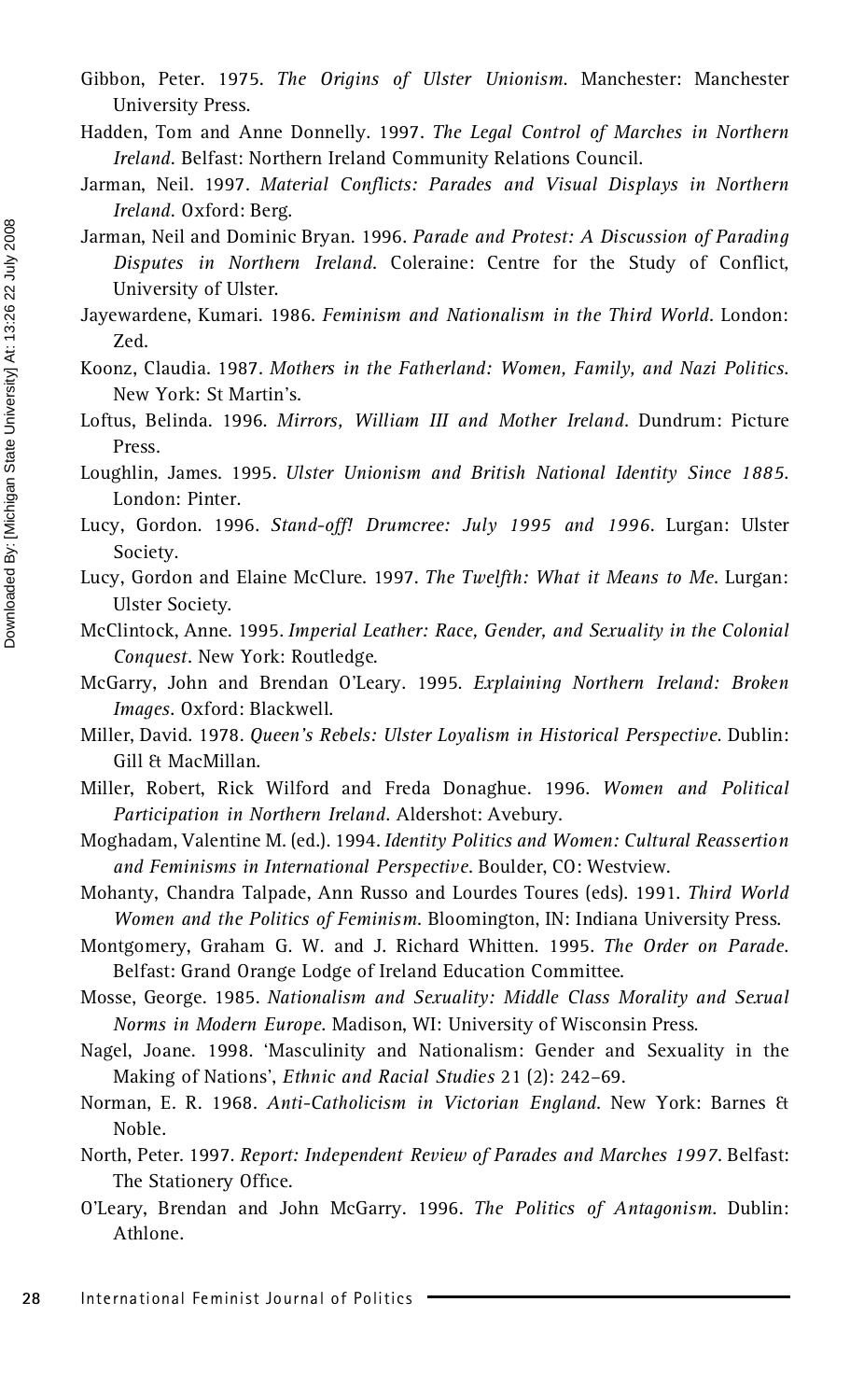Gibbon, Peter. 1975. *The Origins of Ulster Unionism*. Manchester: Manchester University Press.

Hadden, Tom and Anne Donnelly. 1997. *The Legal Control of Marches in Northern Ireland*. Belfast: Northern Ireland Community Relations Council.

Jarman, Neil. 1997. *Material Conflicts: Parades and Visual Displays in Northern Ireland*. Oxford: Berg.

Jarman, Neil and Dominic Bryan. 1996. *Parade and Protest: A Discussion of Parading Disputes in Northern Ireland*. Coleraine: Centre for the Study of Conflict, University of Ulster.

Jayewardene, Kumari. 1986. *Feminism and Nationalism in the Third World*. London: Zed.

Koonz, Claudia. 1987. *Mothers in the Fatherland: Women, Family, and Nazi Politics*. New York: St Martin's.

Loftus, Belinda. 1996. *Mirrors, William III and Mother Ireland*. Dundrum: Picture Press.

Loughlin, James. 1995. *Ulster Unionism and British National Identity Since 1885*. London: Pinter.

Lucy, Gordon. 1996. *Stand-off! Drumcree: July 1995 and 1996*. Lurgan: Ulster Society.

Lucy, Gordon and Elaine McClure. 1997. *The Twelfth: What it Means to Me*. Lurgan: Ulster Society.

McClintock, Anne. 1995. *Imperial Leather: Race, Gender, and Sexuality in the Colonial Conquest*. New York: Routledge.

McGarry, John and Brendan O'Leary. 1995. *Explaining Northern Ireland: Broken Images*. Oxford: Blackwell.

Miller, David. 1978. *Queen's Rebels: Ulster Loyalism in Historical Perspective*. Dublin: Gill & MacMillan.

Miller, Robert, Rick Wilford and Freda Donaghue. 1996. *Women and Political Participation in Northern Ireland*. Aldershot: Avebury.

Moghadam, Valentine M. (ed.). 1994. *Identity Politics and Women: Cultural Reassertion and Feminisms in International Perspective*. Boulder, CO: Westview.

Mohanty, Chandra Talpade, Ann Russo and Lourdes Toures (eds). 1991. *Third World Women and the Politics of Feminism*. Bloomington, IN: Indiana University Press.

Montgomery, Graham G. W. and J. Richard Whitten. 1995. *The Order on Parade*. Belfast: Grand Orange Lodge of Ireland Education Committee.

Mosse, George. 1985. *Nationalism and Sexuality: Middle Class Morality and Sexual Norms in Modern Europe*. Madison, WI: University of Wisconsin Press.

Nagel, Joane. 1998. 'Masculinity and Nationalism: Gender and Sexuality in the Making of Nations', *Ethnic and Racial Studies* 21 (2): 242–69.

Norman, E. R. 1968. *Anti-Catholicism in Victorian England*. New York: Barnes & Noble.

North, Peter. 1997. *Report: Independent Review of Parades and Marches 1997*. Belfast: The Stationery Office.

O'Leary, Brendan and John McGarry. 1996. *The Politics of Antagonism*. Dublin: Athlone.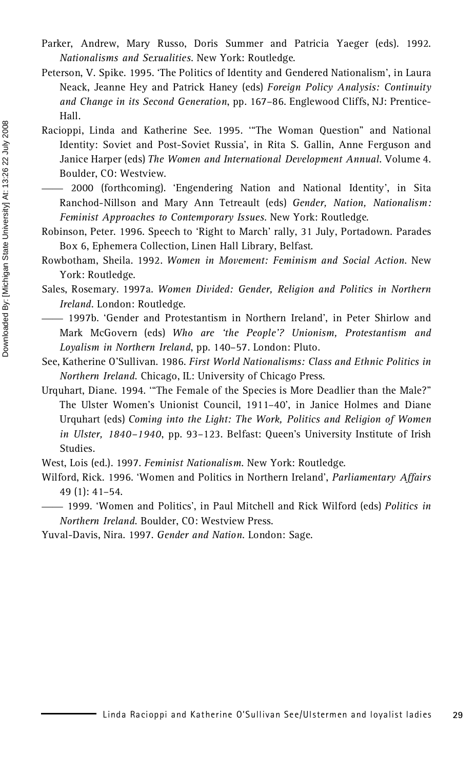Parker, Andrew, Mary Russo, Doris Summer and Patricia Yaeger (eds). 1992. *Nationalisms and Sexualities*. New York: Routledge.

Peterson, V. Spike. 1995. 'The Politics of Identity and Gendered Nationalism', in Laura Neack, Jeanne Hey and Patrick Haney (eds) *Foreign Policy Analysis: Continuity and Change in its Second Generation*, pp. 167–86. Englewood Cliffs, NJ: Prentice-Hall.

Racioppi, Linda and Katherine See. 1995. '"The Woman Question" and National Identity: Soviet and Post-Soviet Russia', in Rita S. Gallin, Anne Ferguson and Janice Harper (eds) *The Women and International Development Annual*. Volume 4. Boulder, CO: Westview.

—— 2000 (forthcoming). 'Engendering Nation and National Identity', in Sita Ranchod-Nillson and Mary Ann Tetreault (eds) *Gender, Nation, Nationalism: Feminist Approaches to Contemporary Issues*. New York: Routledge.

Robinson, Peter. 1996. Speech to 'Right to March' rally, 31 July, Portadown. Parades Box 6, Ephemera Collection, Linen Hall Library, Belfast.

Rowbotham, Sheila. 1992. *Women in Movement: Feminism and Social Action*. New York: Routledge.

Sales, Rosemary. 1997a. *Women Divided: Gender, Religion and Politics in Northern Ireland*. London: Routledge.

—— 1997b. 'Gender and Protestantism in Northern Ireland', in Peter Shirlow and Mark McGovern (eds) *Who are 'the People'? Unionism, Protestantism and Loyalism in Northern Ireland*, pp. 140–57. London: Pluto.

See, Katherine O'Sullivan. 1986. *First World Nationalisms: Class and Ethnic Politics in Northern Ireland*. Chicago, IL: University of Chicago Press.

Urquhart, Diane. 1994. '"The Female of the Species is More Deadlier than the Male?" The Ulster Women's Unionist Council, 1911–40', in Janice Holmes and Diane Urquhart (eds) *Coming into the Light: The Work, Politics and Religion of Women in Ulster, 1840–1940*, pp. 93–123. Belfast: Queen's University Institute of Irish Studies.

West, Lois (ed.). 1997. *Feminist Nationalism*. New York: Routledge.

Wilford, Rick. 1996. 'Women and Politics in Northern Ireland', *Parliamentary Affairs* 49 (1): 41–54.

—— 1999. 'Women and Politics', in Paul Mitchell and Rick Wilford (eds) *Politics in Northern Ireland*. Boulder, CO: Westview Press.

Yuval-Davis, Nira. 1997. *Gender and Nation*. London: Sage.